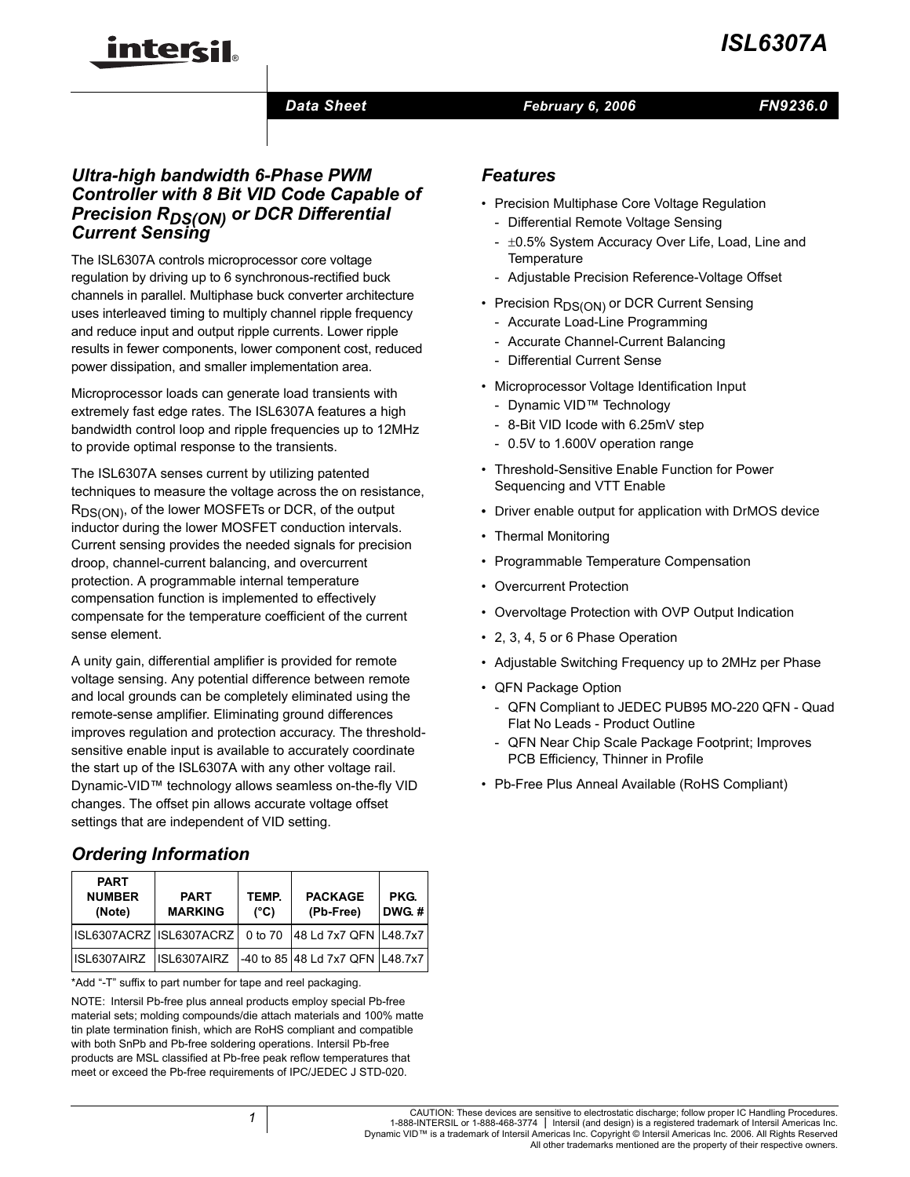# ISL6307A

*Data Sheet* *February 6, 2006* *FN9236.0*

## *Ultra-high bandwidth 6-Phase PWM Controller with 8 Bit VID Code Capable of Precision $R_{DS(ON)}$ or DCR Differential Current Sensing*

The ISL6307A controls microprocessor core voltage regulation by driving up to 6 synchronous-rectified buck channels in parallel. Multiphase buck converter architecture uses interleaved timing to multiply channel ripple frequency and reduce input and output ripple currents. Lower ripple results in fewer components, lower component cost, reduced power dissipation, and smaller implementation area.

Microprocessor loads can generate load transients with extremely fast edge rates. The ISL6307A features a high bandwidth control loop and ripple frequencies up to 12MHz to provide optimal response to the transients.

The ISL6307A senses current by utilizing patented techniques to measure the voltage across the on resistance, $R_{DS(ON)}$, of the lower MOSFETs or DCR, of the output inductor during the lower MOSFET conduction intervals. Current sensing provides the needed signals for precision droop, channel-current balancing, and overcurrent protection. A programmable internal temperature compensation function is implemented to effectively compensate for the temperature coefficient of the current sense element.

A unity gain, differential amplifier is provided for remote voltage sensing. Any potential difference between remote and local grounds can be completely eliminated using the remote-sense amplifier. Eliminating ground differences improves regulation and protection accuracy. The threshold-sensitive enable input is available to accurately coordinate the start up of the ISL6307A with any other voltage rail. Dynamic-VID™ technology allows seamless on-the-fly VID changes. The offset pin allows accurate voltage offset settings that are independent of VID setting.

## *Ordering Information*

| PART NUMBER (Note) | PART MARKING | TEMP. (°C) | PACKAGE (Pb-Free) | PKG. DWG. # |
|---|---|---|---|---|
| ISL6307ACRZ | ISL6307ACRZ | 0 to 70 | 48 Ld 7x7 QFN | L48.7x7 |
| ISL6307AIRZ | ISL6307AIRZ | -40 to 85 | 48 Ld 7x7 QFN | L48.7x7 |

*Add "-T" suffix to part number for tape and reel packaging.

NOTE: Intersil Pb-free plus anneal products employ special Pb-free material sets; molding compounds/die attach materials and 100% matte tin plate termination finish, which are RoHS compliant and compatible with both SnPb and Pb-free soldering operations. Intersil Pb-free products are MSL classified at Pb-free peak reflow temperatures that meet or exceed the Pb-free requirements of IPC/JEDEC J STD-020.

## *Features*

- Precision Multiphase Core Voltage Regulation
  - Differential Remote Voltage Sensing
  - ±0.5% System Accuracy Over Life, Load, Line and Temperature
  - Adjustable Precision Reference-Voltage Offset
- Precision $R_{DS(ON)}$ or DCR Current Sensing
  - Accurate Load-Line Programming
  - Accurate Channel-Current Balancing
  - Differential Current Sense
- Microprocessor Voltage Identification Input
  - Dynamic VID™ Technology
  - 8-Bit VID Icode with 6.25mV step
  - 0.5V to 1.600V operation range
- Threshold-Sensitive Enable Function for Power Sequencing and VTT Enable
- Driver enable output for application with DrMOS device
- Thermal Monitoring
- Programmable Temperature Compensation
- Overcurrent Protection
- Overvoltage Protection with OVP Output Indication
- 2, 3, 4, 5 or 6 Phase Operation
- Adjustable Switching Frequency up to 2MHz per Phase
- QFN Package Option
  - QFN Compliant to JEDEC PUB95 MO-220 QFN - Quad Flat No Leads - Product Outline
  - QFN Near Chip Scale Package Footprint; Improves PCB Efficiency, Thinner in Profile
- Pb-Free Plus Anneal Available (RoHS Compliant)

CAUTION: These devices are sensitive to electrostatic discharge; follow proper IC Handling Procedures. 1-888-INTERSIL or 1-888-468-3774 | Intersil (and design) is a registered trademark of Intersil Americas Inc. Dynamic VID™ is a trademark of Intersil Americas Inc. Copyright © Intersil Americas Inc. 2006. All Rights Reserved All other trademarks mentioned are the property of their respective owners.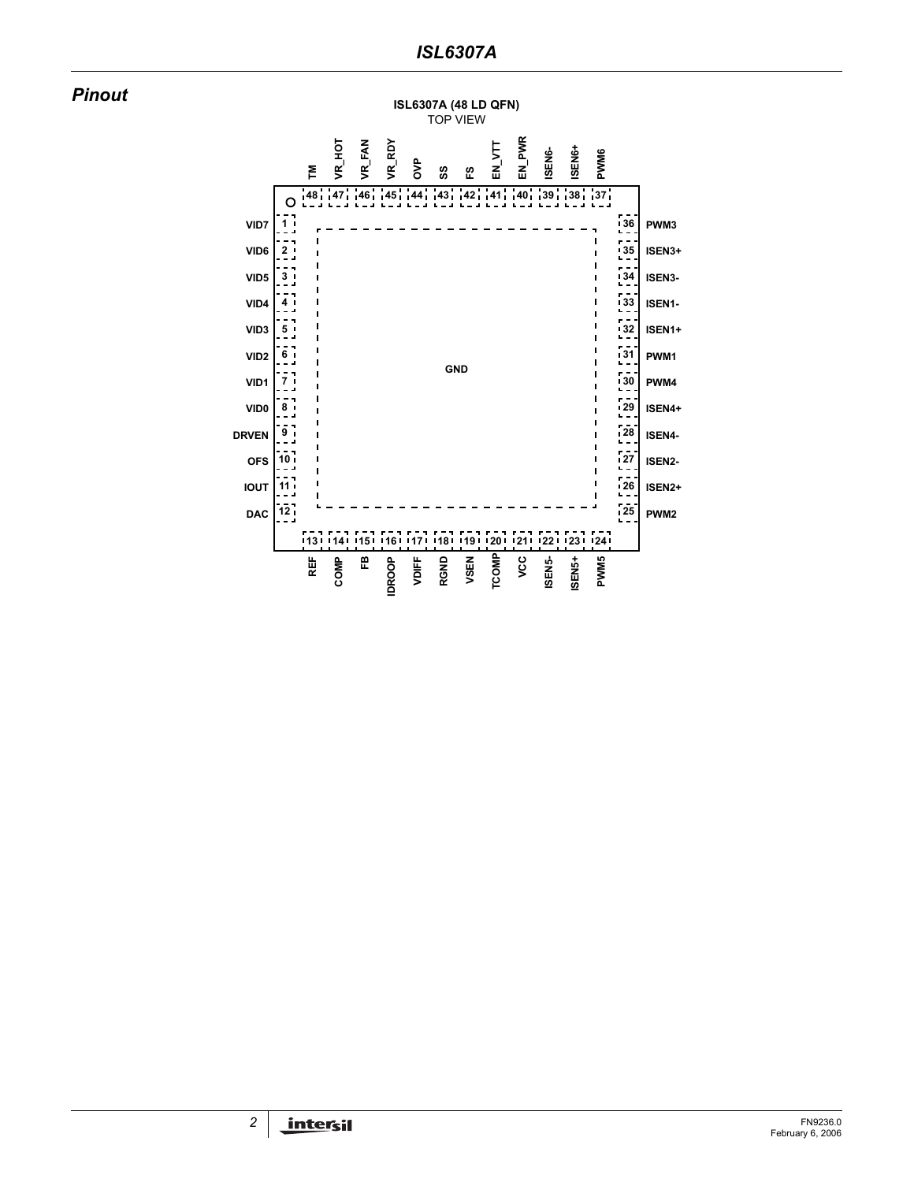## Pinout

**ISL6307A (48 LD QFN)**
TOP VIEW

| Pin | Name | Pin | Name |
|---|---|---|---|
| 1 | VID7 | 25 | PWM2 |
| 2 | VID6 | 26 | ISEN2+ |
| 3 | VID5 | 27 | ISEN2- |
| 4 | VID4 | 28 | ISEN4- |
| 5 | VID3 | 29 | ISEN4+ |
| 6 | VID2 | 30 | PWM4 |
| 7 | VID1 | 31 | PWM1 |
| 8 | VID0 | 32 | ISEN1+ |
| 9 | DRVEN | 33 | ISEN1- |
| 10 | OFS | 34 | ISEN3- |
| 11 | IOUT | 35 | ISEN3+ |
| 12 | DAC | 36 | PWM3 |
| 13 | REF | 37 | PWM6 |
| 14 | COMP | 38 | ISEN6+ |
| 15 | FB | 39 | ISEN6- |
| 16 | IDROOP | 40 | EN_PWR |
| 17 | VDIFF | 41 | EN_VTT |
| 18 | RGND | 42 | FS |
| 19 | VSEN | 43 | SS |
| 20 | TCOMP | 44 | OVP |
| 21 | VCC | 45 | VR_RDY |
| 22 | ISEN5- | 46 | VR_FAN |
| 23 | ISEN5+ | 47 | VR_HOT |
| 24 | PWM5 | 48 | TM |

Exposed pad: GND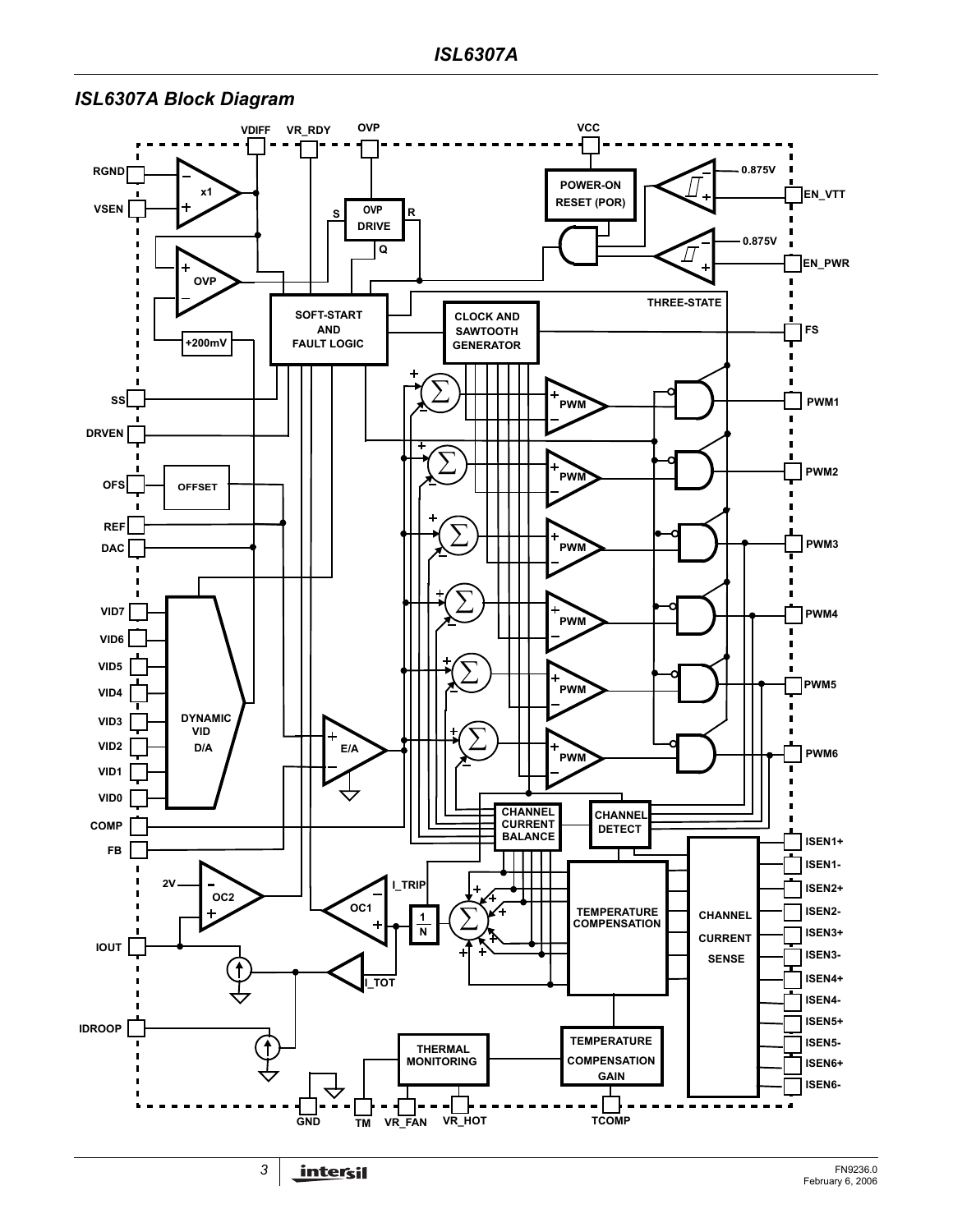## ISL6307A Block Diagram

VDIFF VR_RDY OVP VCC

RGND VSEN x1

OVP DRIVE S R Q

POWER-ON RESET (POR)

0.875V EN_VTT

0.875V EN_PWR

OVP +200mV

SOFT-START AND FAULT LOGIC

CLOCK AND SAWTOOTH GENERATOR

THREE-STATE

FS

SS

DRVEN

OFS OFFSET

REF

DAC

PWM PWM1

PWM PWM2

PWM PWM3

PWM PWM4

PWM PWM5

PWM PWM6

VID7 VID6 VID5 VID4 VID3 VID2 VID1 VID0

DYNAMIC VID D/A

E/A

COMP

FB

CHANNEL CURRENT BALANCE

CHANNEL DETECT

ISEN1+ ISEN1- ISEN2+ ISEN2- ISEN3+ ISEN3- ISEN4+ ISEN4- ISEN5+ ISEN5- ISEN6+ ISEN6-

CHANNEL CURRENT SENSE

2V OC2

I_TRIP

OC1

1/N

TEMPERATURE COMPENSATION

IOUT

I_TOT

IDROOP

THERMAL MONITORING

TEMPERATURE COMPENSATION GAIN

GND TM VR_FAN VR_HOT TCOMP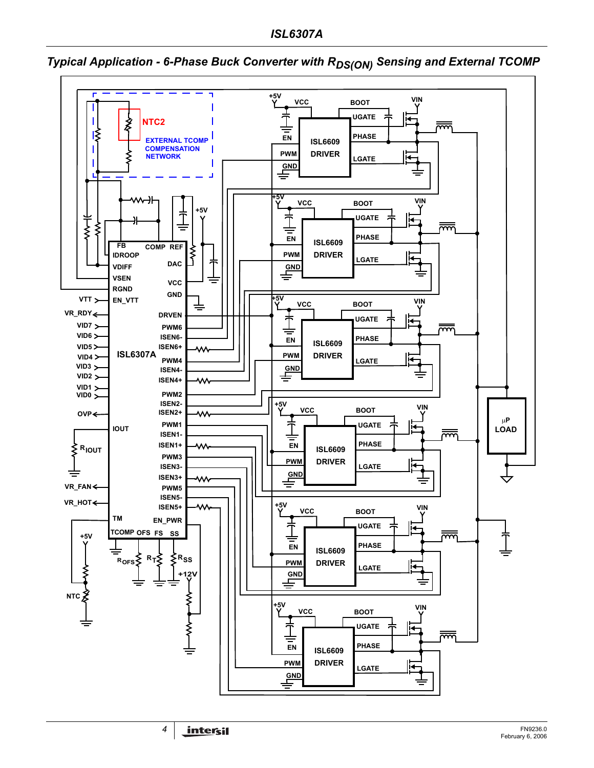## Typical Application - 6-Phase Buck Converter with $R_{DS(ON)}$ Sensing and External TCOMP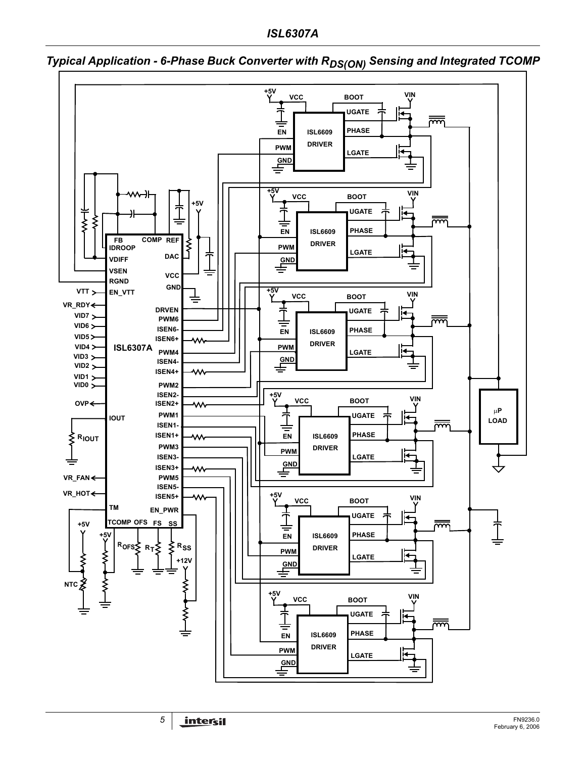## *Typical Application - 6-Phase Buck Converter with $R_{DS(ON)}$ Sensing and Integrated TCOMP*

FB IDROOP VDIFF VSEN RGND EN_VTT COMP REF DAC VCC GND DRVEN PWM6 ISEN6- ISEN6+ PWM4 ISEN4- ISEN4+ PWM2 ISEN2- ISEN2+ PWM1 ISEN1- ISEN1+ PWM3 ISEN3- ISEN3+ PWM5 ISEN5- ISEN5+ EN_PWR TM TCOMP OFS FS SS IOUT

ISL6307A

VTT, VR_RDY, VID7, VID6, VID5, VID4, VID3, VID2, VID1, VID0, OVP, VR_FAN, VR_HOT

$R_{IOUT}$, $R_{OFS}$, $R_T$, $R_{SS}$, NTC, +5V, +12V

ISL6609 DRIVER: VCC, BOOT, UGATE, PHASE, LGATE, EN, PWM, GND, VIN, +5V

μP LOAD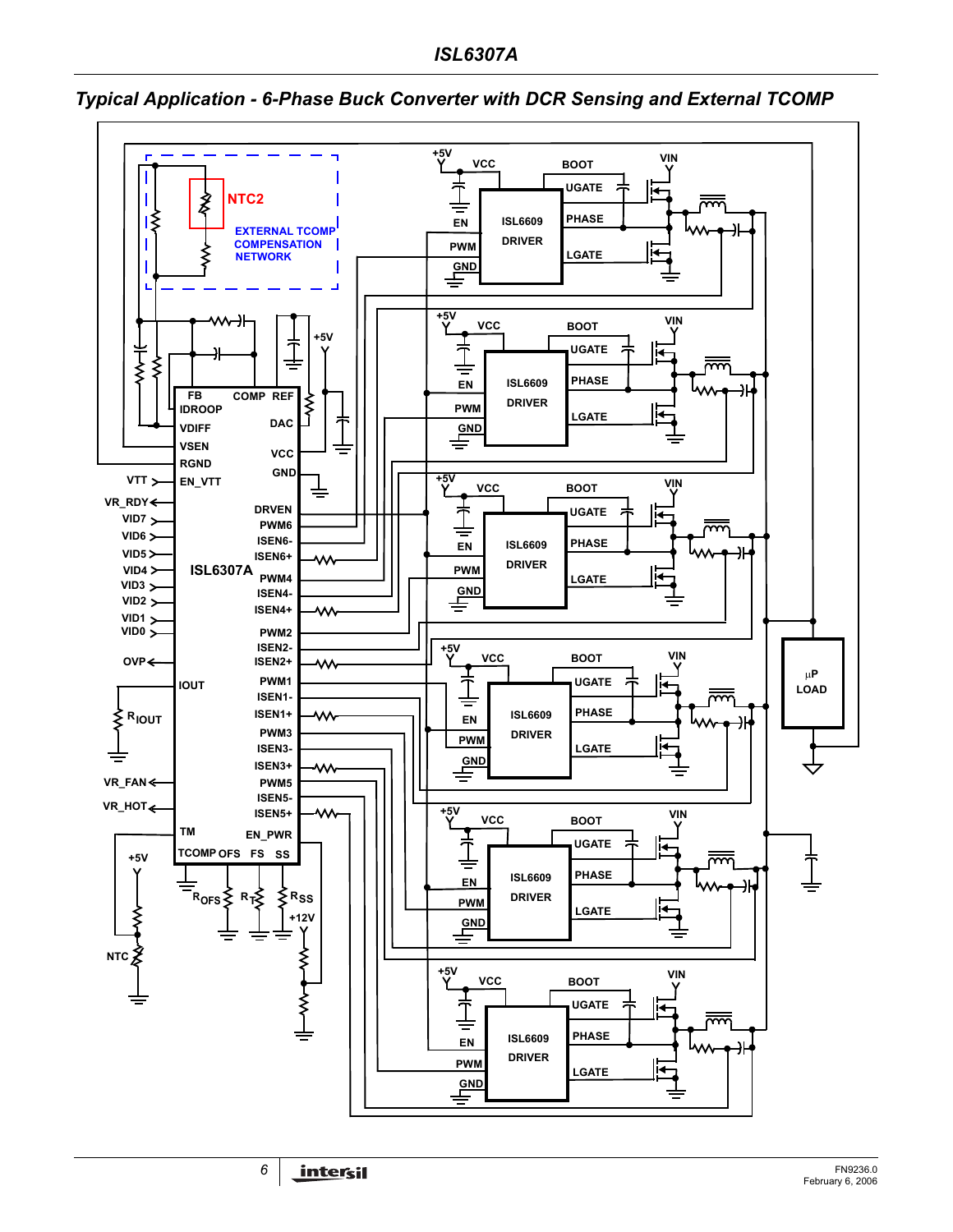## Typical Application - 6-Phase Buck Converter with DCR Sensing and External TCOMP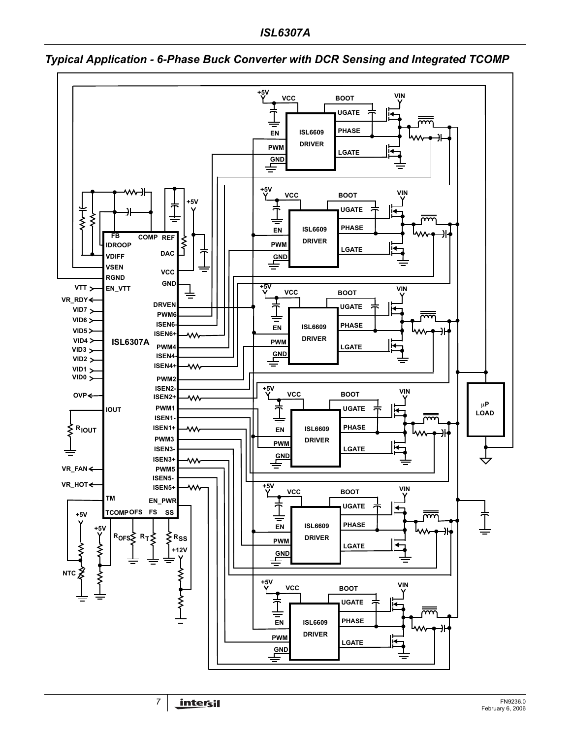## Typical Application - 6-Phase Buck Converter with DCR Sensing and Integrated TCOMP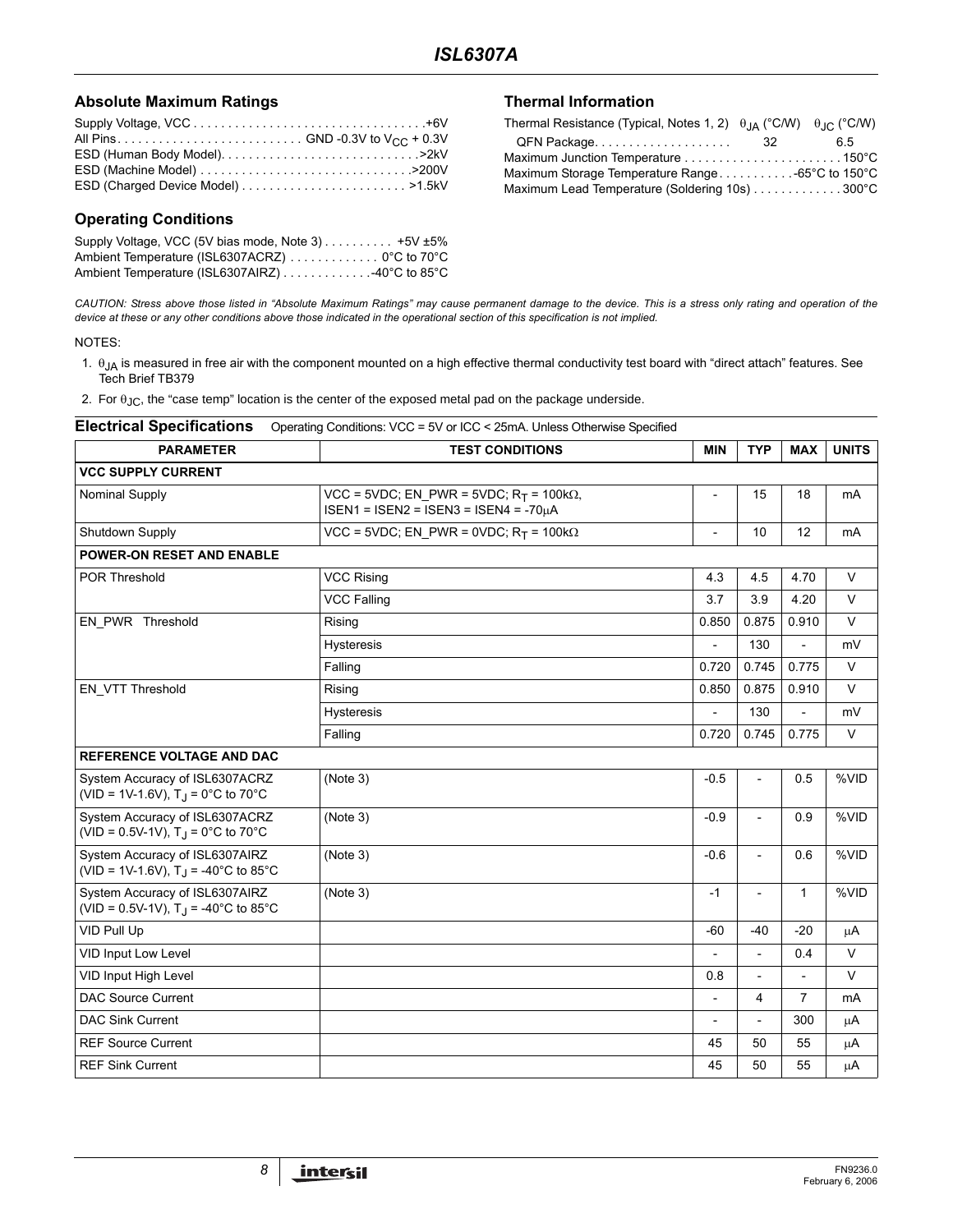## Absolute Maximum Ratings

Supply Voltage, VCC . . . . . . . . . . . . . . . . . . . . . . . . . . . . . . . . . .+6V
All Pins. . . . . . . . . . . . . . . . . . . . . . . . . . . GND -0.3V to $V_{CC}$ + 0.3V
ESD (Human Body Model). . . . . . . . . . . . . . . . . . . . . . . . . . . . .>2kV
ESD (Machine Model) . . . . . . . . . . . . . . . . . . . . . . . . . . . . . . .>200V
ESD (Charged Device Model) . . . . . . . . . . . . . . . . . . . . . . . . >1.5kV

## Operating Conditions

Supply Voltage, VCC (5V bias mode, Note 3) . . . . . . . . . . +5V ±5%
Ambient Temperature (ISL6307ACRZ) . . . . . . . . . . . . . 0°C to 70°C
Ambient Temperature (ISL6307AIRZ) . . . . . . . . . . . . .-40°C to 85°C

## Thermal Information

| Thermal Resistance (Typical, Notes 1, 2) | $\theta_{JA}$ (°C/W) | $\theta_{JC}$ (°C/W) |
|---|---|---|
| QFN Package. . . . . . . . . . . . . . . . . . . . | 32 | 6.5 |

Maximum Junction Temperature . . . . . . . . . . . . . . . . . . . . . . . 150°C
Maximum Storage Temperature Range . . . . . . . . . . .-65°C to 150°C
Maximum Lead Temperature (Soldering 10s) . . . . . . . . . . . . . 300°C

*CAUTION: Stress above those listed in "Absolute Maximum Ratings" may cause permanent damage to the device. This is a stress only rating and operation of the device at these or any other conditions above those indicated in the operational section of this specification is not implied.*

NOTES:

1. $\theta_{JA}$ is measured in free air with the component mounted on a high effective thermal conductivity test board with "direct attach" features. See Tech Brief TB379
2. For $\theta_{JC}$, the "case temp" location is the center of the exposed metal pad on the package underside.

## Electrical Specifications

Operating Conditions: VCC = 5V or ICC < 25mA. Unless Otherwise Specified

| PARAMETER | TEST CONDITIONS | MIN | TYP | MAX | UNITS |
|---|---|---|---|---|---|
| **VCC SUPPLY CURRENT** | | | | | |
| Nominal Supply | VCC = 5VDC; EN_PWR = 5VDC; $R_T$ = 100kΩ, ISEN1 = ISEN2 = ISEN3 = ISEN4 = -70μA | - | 15 | 18 | mA |
| Shutdown Supply | VCC = 5VDC; EN_PWR = 0VDC; $R_T$ = 100kΩ | - | 10 | 12 | mA |
| **POWER-ON RESET AND ENABLE** | | | | | |
| POR Threshold | VCC Rising | 4.3 | 4.5 | 4.70 | V |
| | VCC Falling | 3.7 | 3.9 | 4.20 | V |
| EN_PWR Threshold | Rising | 0.850 | 0.875 | 0.910 | V |
| | Hysteresis | - | 130 | - | mV |
| | Falling | 0.720 | 0.745 | 0.775 | V |
| EN_VTT Threshold | Rising | 0.850 | 0.875 | 0.910 | V |
| | Hysteresis | - | 130 | - | mV |
| | Falling | 0.720 | 0.745 | 0.775 | V |
| **REFERENCE VOLTAGE AND DAC** | | | | | |
| System Accuracy of ISL6307ACRZ (VID = 1V-1.6V), $T_J$ = 0°C to 70°C | (Note 3) | -0.5 | - | 0.5 | %VID |
| System Accuracy of ISL6307ACRZ (VID = 0.5V-1V), $T_J$ = 0°C to 70°C | (Note 3) | -0.9 | - | 0.9 | %VID |
| System Accuracy of ISL6307AIRZ (VID = 1V-1.6V), $T_J$ = -40°C to 85°C | (Note 3) | -0.6 | - | 0.6 | %VID |
| System Accuracy of ISL6307AIRZ (VID = 0.5V-1V), $T_J$ = -40°C to 85°C | (Note 3) | -1 | - | 1 | %VID |
| VID Pull Up | | -60 | -40 | -20 | μA |
| VID Input Low Level | | - | - | 0.4 | V |
| VID Input High Level | | 0.8 | - | - | V |
| DAC Source Current | | - | 4 | 7 | mA |
| DAC Sink Current | | - | - | 300 | μA |
| REF Source Current | | 45 | 50 | 55 | μA |
| REF Sink Current | | 45 | 50 | 55 | μA |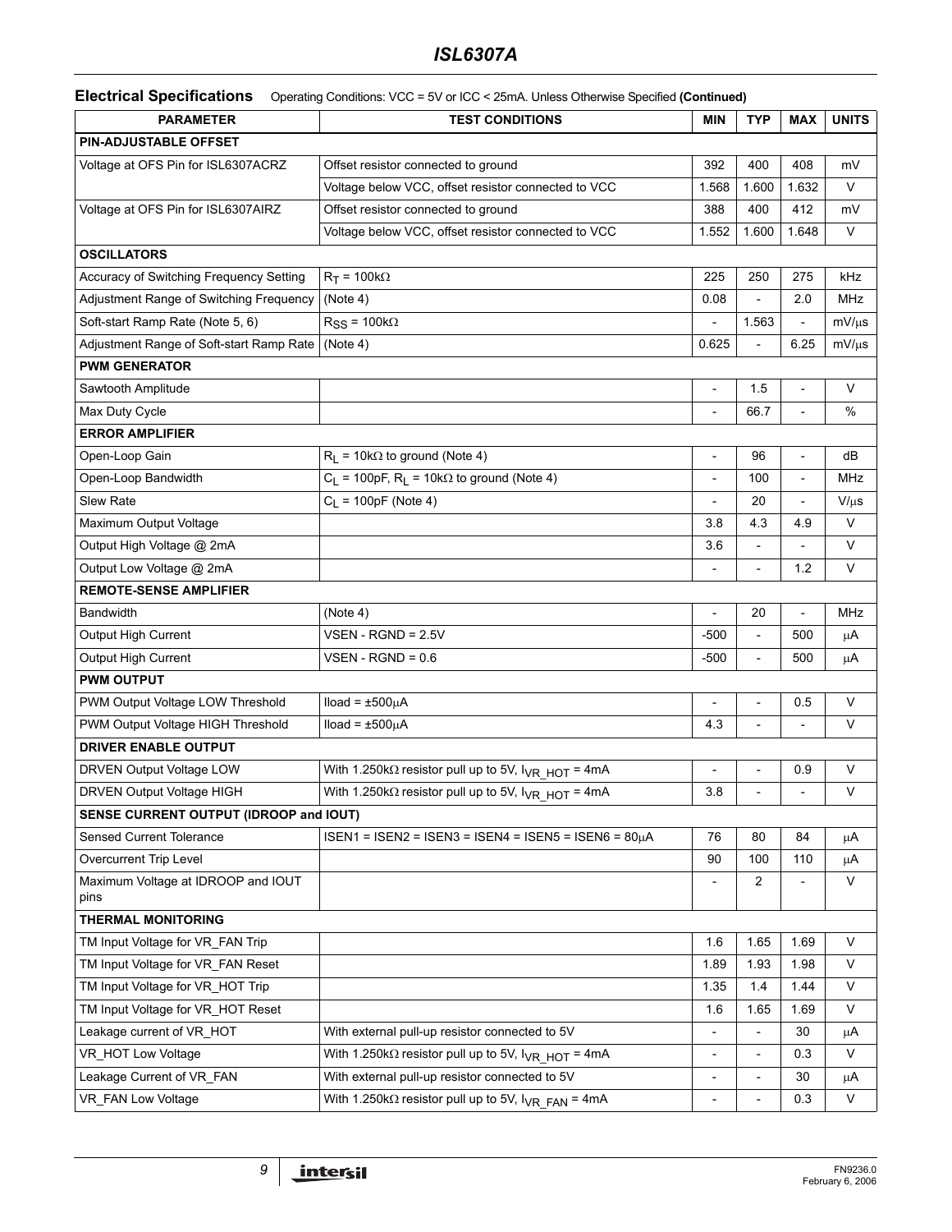## Electrical Specifications

Operating Conditions: VCC = 5V or ICC < 25mA. Unless Otherwise Specified **(Continued)**

| PARAMETER | TEST CONDITIONS | MIN | TYP | MAX | UNITS |
|---|---|---|---|---|---|
| **PIN-ADJUSTABLE OFFSET** | | | | | |
| Voltage at OFS Pin for ISL6307ACRZ | Offset resistor connected to ground | 392 | 400 | 408 | mV |
| | Voltage below VCC, offset resistor connected to VCC | 1.568 | 1.600 | 1.632 | V |
| Voltage at OFS Pin for ISL6307AIRZ | Offset resistor connected to ground | 388 | 400 | 412 | mV |
| | Voltage below VCC, offset resistor connected to VCC | 1.552 | 1.600 | 1.648 | V |
| **OSCILLATORS** | | | | | |
| Accuracy of Switching Frequency Setting | $R_T$ = 100kΩ | 225 | 250 | 275 | kHz |
| Adjustment Range of Switching Frequency | (Note 4) | 0.08 | - | 2.0 | MHz |
| Soft-start Ramp Rate (Note 5, 6) | $R_{SS}$ = 100kΩ | - | 1.563 | - | mV/μs |
| Adjustment Range of Soft-start Ramp Rate | (Note 4) | 0.625 | - | 6.25 | mV/μs |
| **PWM GENERATOR** | | | | | |
| Sawtooth Amplitude | | - | 1.5 | - | V |
| Max Duty Cycle | | - | 66.7 | - | % |
| **ERROR AMPLIFIER** | | | | | |
| Open-Loop Gain | $R_L$ = 10kΩ to ground (Note 4) | - | 96 | - | dB |
| Open-Loop Bandwidth | $C_L$ = 100pF, $R_L$ = 10kΩ to ground (Note 4) | - | 100 | - | MHz |
| Slew Rate | $C_L$ = 100pF (Note 4) | - | 20 | - | V/μs |
| Maximum Output Voltage | | 3.8 | 4.3 | 4.9 | V |
| Output High Voltage @ 2mA | | 3.6 | - | - | V |
| Output Low Voltage @ 2mA | | - | - | 1.2 | V |
| **REMOTE-SENSE AMPLIFIER** | | | | | |
| Bandwidth | (Note 4) | - | 20 | - | MHz |
| Output High Current | VSEN - RGND = 2.5V | -500 | - | 500 | μA |
| Output High Current | VSEN - RGND = 0.6 | -500 | - | 500 | μA |
| **PWM OUTPUT** | | | | | |
| PWM Output Voltage LOW Threshold | Iload = ±500μA | - | - | 0.5 | V |
| PWM Output Voltage HIGH Threshold | Iload = ±500μA | 4.3 | - | - | V |
| **DRIVER ENABLE OUTPUT** | | | | | |
| DRVEN Output Voltage LOW | With 1.250kΩ resistor pull up to 5V, $I_{VR\_HOT}$ = 4mA | - | - | 0.9 | V |
| DRVEN Output Voltage HIGH | With 1.250kΩ resistor pull up to 5V, $I_{VR\_HOT}$ = 4mA | 3.8 | - | - | V |
| **SENSE CURRENT OUTPUT (IDROOP and IOUT)** | | | | | |
| Sensed Current Tolerance | ISEN1 = ISEN2 = ISEN3 = ISEN4 = ISEN5 = ISEN6 = 80μA | 76 | 80 | 84 | μA |
| Overcurrent Trip Level | | 90 | 100 | 110 | μA |
| Maximum Voltage at IDROOP and IOUT pins | | - | 2 | - | V |
| **THERMAL MONITORING** | | | | | |
| TM Input Voltage for VR_FAN Trip | | 1.6 | 1.65 | 1.69 | V |
| TM Input Voltage for VR_FAN Reset | | 1.89 | 1.93 | 1.98 | V |
| TM Input Voltage for VR_HOT Trip | | 1.35 | 1.4 | 1.44 | V |
| TM Input Voltage for VR_HOT Reset | | 1.6 | 1.65 | 1.69 | V |
| Leakage current of VR_HOT | With external pull-up resistor connected to 5V | - | - | 30 | μA |
| VR_HOT Low Voltage | With 1.250kΩ resistor pull up to 5V, $I_{VR\_HOT}$ = 4mA | - | - | 0.3 | V |
| Leakage Current of VR_FAN | With external pull-up resistor connected to 5V | - | - | 30 | μA |
| VR_FAN Low Voltage | With 1.250kΩ resistor pull up to 5V, $I_{VR\_FAN}$ = 4mA | - | - | 0.3 | V |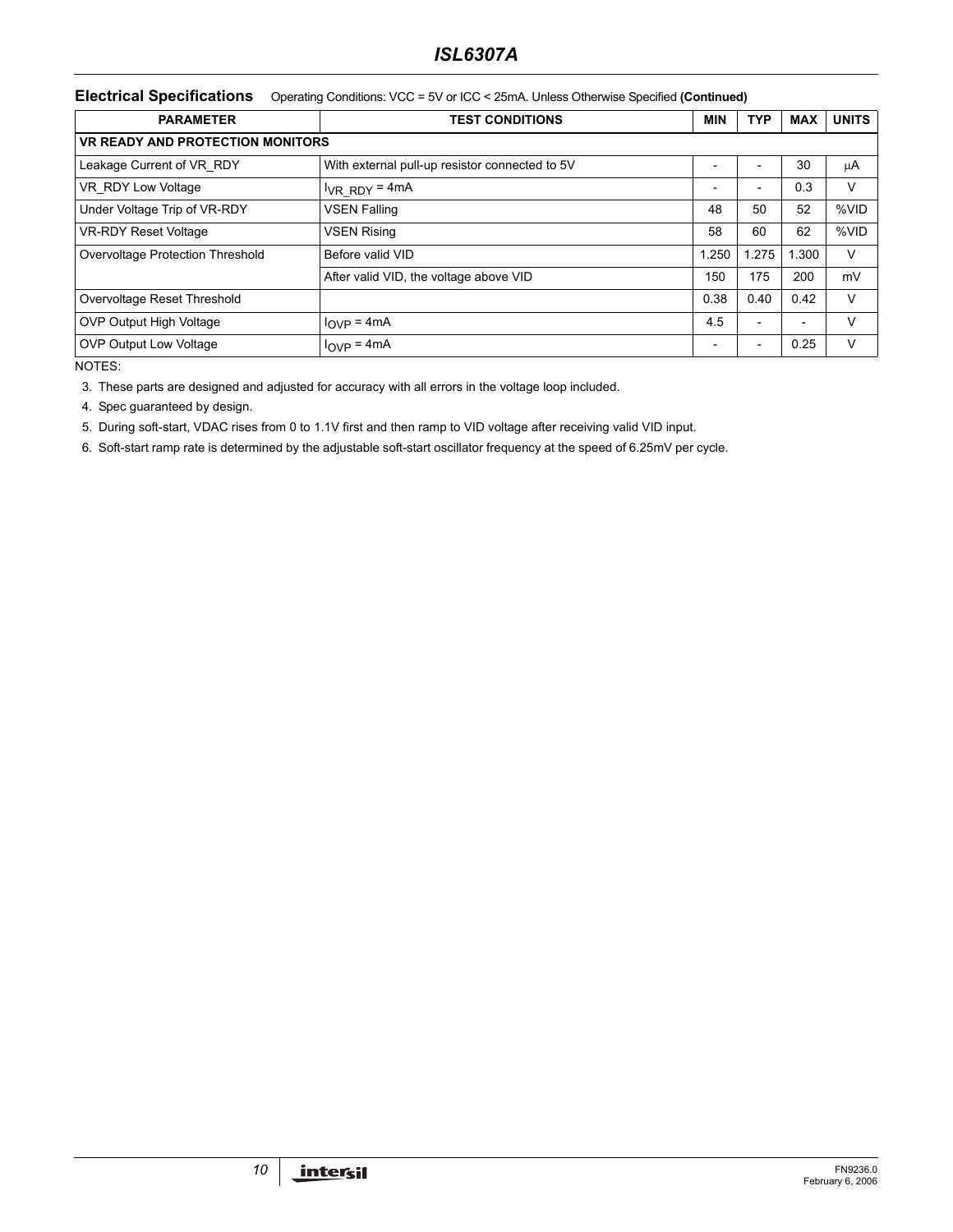**Electrical Specifications** Operating Conditions: VCC = 5V or ICC < 25mA. Unless Otherwise Specified **(Continued)**

| PARAMETER | TEST CONDITIONS | MIN | TYP | MAX | UNITS |
|---|---|---|---|---|---|
| **VR READY AND PROTECTION MONITORS** | | | | | |
| Leakage Current of VR_RDY | With external pull-up resistor connected to 5V | - | - | 30 | μA |
| VR_RDY Low Voltage | $I_{VR\_RDY}$ = 4mA | - | - | 0.3 | V |
| Under Voltage Trip of VR-RDY | VSEN Falling | 48 | 50 | 52 | %VID |
| VR-RDY Reset Voltage | VSEN Rising | 58 | 60 | 62 | %VID |
| Overvoltage Protection Threshold | Before valid VID | 1.250 | 1.275 | 1.300 | V |
| | After valid VID, the voltage above VID | 150 | 175 | 200 | mV |
| Overvoltage Reset Threshold | | 0.38 | 0.40 | 0.42 | V |
| OVP Output High Voltage | $I_{OVP}$ = 4mA | 4.5 | - | - | V |
| OVP Output Low Voltage | $I_{OVP}$ = 4mA | - | - | 0.25 | V |

NOTES:

3. These parts are designed and adjusted for accuracy with all errors in the voltage loop included.
4. Spec guaranteed by design.
5. During soft-start, VDAC rises from 0 to 1.1V first and then ramp to VID voltage after receiving valid VID input.
6. Soft-start ramp rate is determined by the adjustable soft-start oscillator frequency at the speed of 6.25mV per cycle.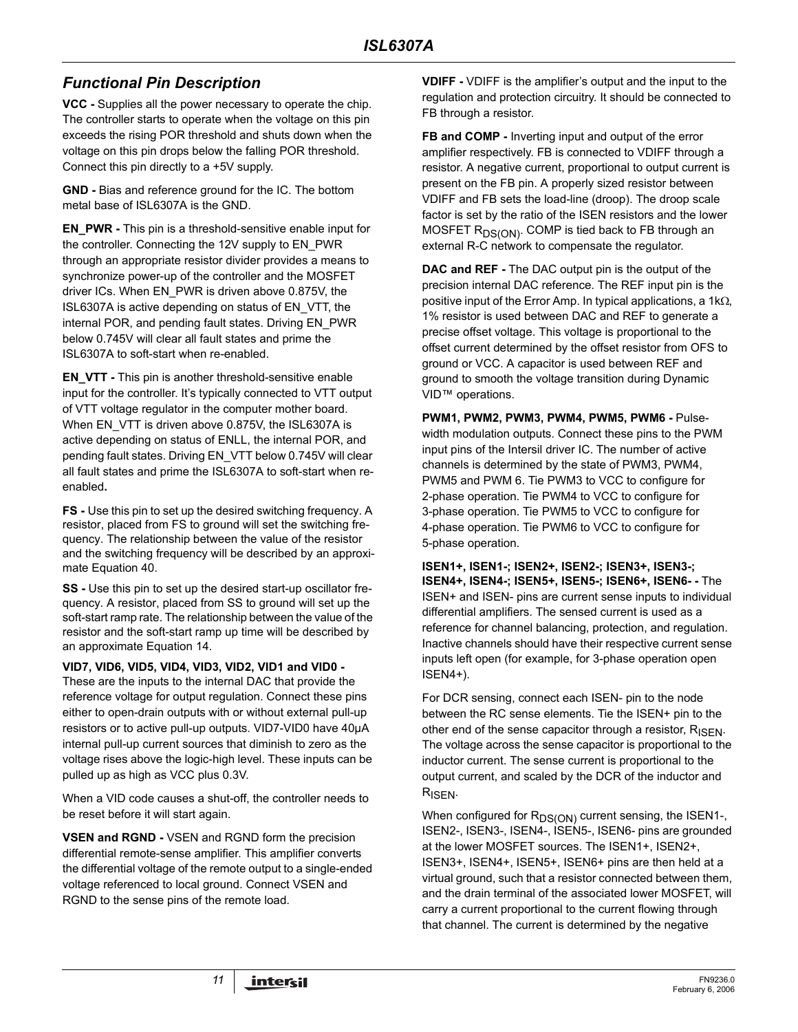## Functional Pin Description

**VCC -** Supplies all the power necessary to operate the chip. The controller starts to operate when the voltage on this pin exceeds the rising POR threshold and shuts down when the voltage on this pin drops below the falling POR threshold. Connect this pin directly to a +5V supply.

**GND -** Bias and reference ground for the IC. The bottom metal base of ISL6307A is the GND.

**EN_PWR -** This pin is a threshold-sensitive enable input for the controller. Connecting the 12V supply to EN_PWR through an appropriate resistor divider provides a means to synchronize power-up of the controller and the MOSFET driver ICs. When EN_PWR is driven above 0.875V, the ISL6307A is active depending on status of EN_VTT, the internal POR, and pending fault states. Driving EN_PWR below 0.745V will clear all fault states and prime the ISL6307A to soft-start when re-enabled.

**EN_VTT -** This pin is another threshold-sensitive enable input for the controller. It's typically connected to VTT output of VTT voltage regulator in the computer mother board. When EN_VTT is driven above 0.875V, the ISL6307A is active depending on status of ENLL, the internal POR, and pending fault states. Driving EN_VTT below 0.745V will clear all fault states and prime the ISL6307A to soft-start when re-enabled**.**

**FS -** Use this pin to set up the desired switching frequency. A resistor, placed from FS to ground will set the switching frequency. The relationship between the value of the resistor and the switching frequency will be described by an approximate Equation 40.

**SS -** Use this pin to set up the desired start-up oscillator frequency. A resistor, placed from SS to ground will set up the soft-start ramp rate. The relationship between the value of the resistor and the soft-start ramp up time will be described by an approximate Equation 14.

**VID7, VID6, VID5, VID4, VID3, VID2, VID1 and VID0 -** These are the inputs to the internal DAC that provide the reference voltage for output regulation. Connect these pins either to open-drain outputs with or without external pull-up resistors or to active pull-up outputs. VID7-VID0 have 40µA internal pull-up current sources that diminish to zero as the voltage rises above the logic-high level. These inputs can be pulled up as high as VCC plus 0.3V.

When a VID code causes a shut-off, the controller needs to be reset before it will start again.

**VSEN and RGND -** VSEN and RGND form the precision differential remote-sense amplifier. This amplifier converts the differential voltage of the remote output to a single-ended voltage referenced to local ground. Connect VSEN and RGND to the sense pins of the remote load.

**VDIFF -** VDIFF is the amplifier's output and the input to the regulation and protection circuitry. It should be connected to FB through a resistor.

**FB and COMP -** Inverting input and output of the error amplifier respectively. FB is connected to VDIFF through a resistor. A negative current, proportional to output current is present on the FB pin. A properly sized resistor between VDIFF and FB sets the load-line (droop). The droop scale factor is set by the ratio of the ISEN resistors and the lower MOSFET $R_{DS(ON)}$. COMP is tied back to FB through an external R-C network to compensate the regulator.

**DAC and REF -** The DAC output pin is the output of the precision internal DAC reference. The REF input pin is the positive input of the Error Amp. In typical applications, a 1kΩ, 1% resistor is used between DAC and REF to generate a precise offset voltage. This voltage is proportional to the offset current determined by the offset resistor from OFS to ground or VCC. A capacitor is used between REF and ground to smooth the voltage transition during Dynamic VID™ operations.

**PWM1, PWM2, PWM3, PWM4, PWM5, PWM6 -** Pulse-width modulation outputs. Connect these pins to the PWM input pins of the Intersil driver IC. The number of active channels is determined by the state of PWM3, PWM4, PWM5 and PWM 6. Tie PWM3 to VCC to configure for 2-phase operation. Tie PWM4 to VCC to configure for 3-phase operation. Tie PWM5 to VCC to configure for 4-phase operation. Tie PWM6 to VCC to configure for 5-phase operation.

**ISEN1+, ISEN1-; ISEN2+, ISEN2-; ISEN3+, ISEN3-; ISEN4+, ISEN4-; ISEN5+, ISEN5-; ISEN6+, ISEN6- -** The ISEN+ and ISEN- pins are current sense inputs to individual differential amplifiers. The sensed current is used as a reference for channel balancing, protection, and regulation. Inactive channels should have their respective current sense inputs left open (for example, for 3-phase operation open ISEN4+).

For DCR sensing, connect each ISEN- pin to the node between the RC sense elements. Tie the ISEN+ pin to the other end of the sense capacitor through a resistor, $R_{ISEN}$. The voltage across the sense capacitor is proportional to the inductor current. The sense current is proportional to the output current, and scaled by the DCR of the inductor and $R_{ISEN}$.

When configured for $R_{DS(ON)}$ current sensing, the ISEN1-, ISEN2-, ISEN3-, ISEN4-, ISEN5-, ISEN6- pins are grounded at the lower MOSFET sources. The ISEN1+, ISEN2+, ISEN3+, ISEN4+, ISEN5+, ISEN6+ pins are then held at a virtual ground, such that a resistor connected between them, and the drain terminal of the associated lower MOSFET, will carry a current proportional to the current flowing through that channel. The current is determined by the negative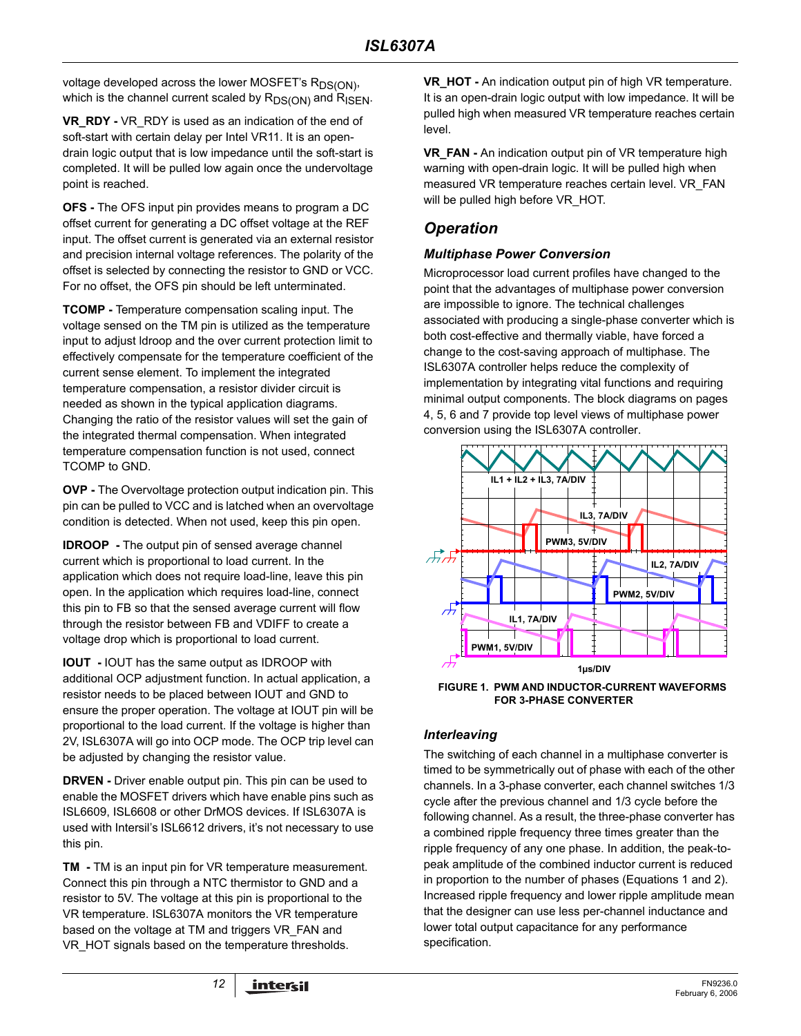voltage developed across the lower MOSFET's $R_{DS(ON)}$, which is the channel current scaled by $R_{DS(ON)}$ and $R_{ISEN}$.

**VR_RDY -** VR_RDY is used as an indication of the end of soft-start with certain delay per Intel VR11. It is an open-drain logic output that is low impedance until the soft-start is completed. It will be pulled low again once the undervoltage point is reached.

**OFS -** The OFS input pin provides means to program a DC offset current for generating a DC offset voltage at the REF input. The offset current is generated via an external resistor and precision internal voltage references. The polarity of the offset is selected by connecting the resistor to GND or VCC. For no offset, the OFS pin should be left unterminated.

**TCOMP -** Temperature compensation scaling input. The voltage sensed on the TM pin is utilized as the temperature input to adjust Idroop and the over current protection limit to effectively compensate for the temperature coefficient of the current sense element. To implement the integrated temperature compensation, a resistor divider circuit is needed as shown in the typical application diagrams. Changing the ratio of the resistor values will set the gain of the integrated thermal compensation. When integrated temperature compensation function is not used, connect TCOMP to GND.

**OVP -** The Overvoltage protection output indication pin. This pin can be pulled to VCC and is latched when an overvoltage condition is detected. When not used, keep this pin open.

**IDROOP -** The output pin of sensed average channel current which is proportional to load current. In the application which does not require load-line, leave this pin open. In the application which requires load-line, connect this pin to FB so that the sensed average current will flow through the resistor between FB and VDIFF to create a voltage drop which is proportional to load current.

**IOUT -** IOUT has the same output as IDROOP with additional OCP adjustment function. In actual application, a resistor needs to be placed between IOUT and GND to ensure the proper operation. The voltage at IOUT pin will be proportional to the load current. If the voltage is higher than 2V, ISL6307A will go into OCP mode. The OCP trip level can be adjusted by changing the resistor value.

**DRVEN -** Driver enable output pin. This pin can be used to enable the MOSFET drivers which have enable pins such as ISL6609, ISL6608 or other DrMOS devices. If ISL6307A is used with Intersil's ISL6612 drivers, it's not necessary to use this pin.

**TM -** TM is an input pin for VR temperature measurement. Connect this pin through a NTC thermistor to GND and a resistor to 5V. The voltage at this pin is proportional to the VR temperature. ISL6307A monitors the VR temperature based on the voltage at TM and triggers VR_FAN and VR_HOT signals based on the temperature thresholds.

**VR_HOT -** An indication output pin of high VR temperature. It is an open-drain logic output with low impedance. It will be pulled high when measured VR temperature reaches certain level.

**VR_FAN -** An indication output pin of VR temperature high warning with open-drain logic. It will be pulled high when measured VR temperature reaches certain level. VR_FAN will be pulled high before VR_HOT.

## Operation

### Multiphase Power Conversion

Microprocessor load current profiles have changed to the point that the advantages of multiphase power conversion are impossible to ignore. The technical challenges associated with producing a single-phase converter which is both cost-effective and thermally viable, have forced a change to the cost-saving approach of multiphase. The ISL6307A controller helps reduce the complexity of implementation by integrating vital functions and requiring minimal output components. The block diagrams on pages 4, 5, 6 and 7 provide top level views of multiphase power conversion using the ISL6307A controller.

IL1 + IL2 + IL3, 7A/DIV

IL3, 7A/DIV

PWM3, 5V/DIV

IL2, 7A/DIV

PWM2, 5V/DIV

IL1, 7A/DIV

PWM1, 5V/DIV

1µs/DIV

**FIGURE 1. PWM AND INDUCTOR-CURRENT WAVEFORMS FOR 3-PHASE CONVERTER**

### Interleaving

The switching of each channel in a multiphase converter is timed to be symmetrically out of phase with each of the other channels. In a 3-phase converter, each channel switches 1/3 cycle after the previous channel and 1/3 cycle before the following channel. As a result, the three-phase converter has a combined ripple frequency three times greater than the ripple frequency of any one phase. In addition, the peak-to-peak amplitude of the combined inductor current is reduced in proportion to the number of phases (Equations 1 and 2). Increased ripple frequency and lower ripple amplitude mean that the designer can use less per-channel inductance and lower total output capacitance for any performance specification.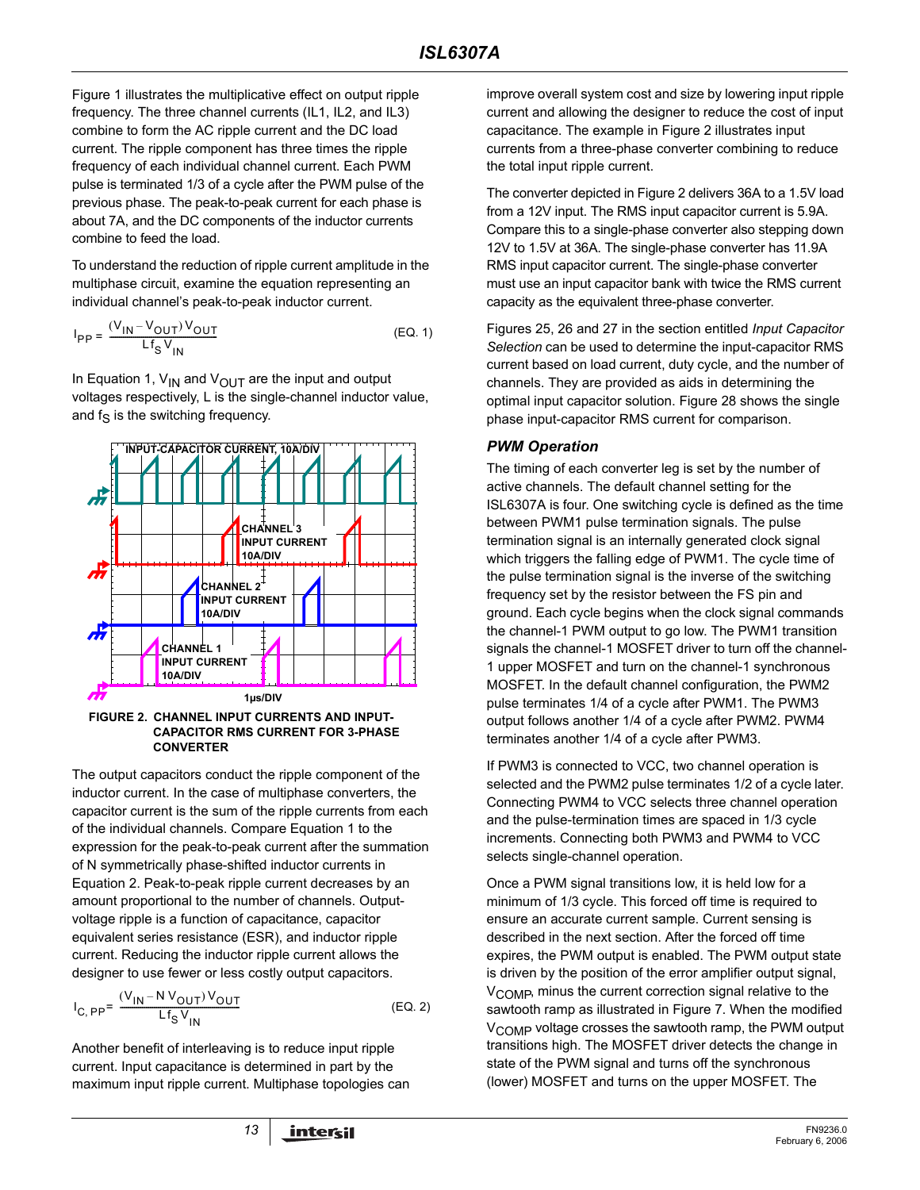Figure 1 illustrates the multiplicative effect on output ripple frequency. The three channel currents (IL1, IL2, and IL3) combine to form the AC ripple current and the DC load current. The ripple component has three times the ripple frequency of each individual channel current. Each PWM pulse is terminated 1/3 of a cycle after the PWM pulse of the previous phase. The peak-to-peak current for each phase is about 7A, and the DC components of the inductor currents combine to feed the load.

To understand the reduction of ripple current amplitude in the multiphase circuit, examine the equation representing an individual channel's peak-to-peak inductor current.

$$I_{PP} = \frac{(V_{IN} - V_{OUT})V_{OUT}}{L f_S V_{IN}} \qquad \text{(EQ. 1)}$$

In Equation 1, $V_{IN}$ and $V_{OUT}$ are the input and output voltages respectively, L is the single-channel inductor value, and $f_S$ is the switching frequency.

**FIGURE 2. CHANNEL INPUT CURRENTS AND INPUT-CAPACITOR RMS CURRENT FOR 3-PHASE CONVERTER**

The output capacitors conduct the ripple component of the inductor current. In the case of multiphase converters, the capacitor current is the sum of the ripple currents from each of the individual channels. Compare Equation 1 to the expression for the peak-to-peak current after the summation of N symmetrically phase-shifted inductor currents in Equation 2. Peak-to-peak ripple current decreases by an amount proportional to the number of channels. Output-voltage ripple is a function of capacitance, capacitor equivalent series resistance (ESR), and inductor ripple current. Reducing the inductor ripple current allows the designer to use fewer or less costly output capacitors.

$$I_{C, PP} = \frac{(V_{IN} - N\,V_{OUT})V_{OUT}}{L f_S V_{IN}} \qquad \text{(EQ. 2)}$$

Another benefit of interleaving is to reduce input ripple current. Input capacitance is determined in part by the maximum input ripple current. Multiphase topologies can improve overall system cost and size by lowering input ripple current and allowing the designer to reduce the cost of input capacitance. The example in Figure 2 illustrates input currents from a three-phase converter combining to reduce the total input ripple current.

The converter depicted in Figure 2 delivers 36A to a 1.5V load from a 12V input. The RMS input capacitor current is 5.9A. Compare this to a single-phase converter also stepping down 12V to 1.5V at 36A. The single-phase converter has 11.9A RMS input capacitor current. The single-phase converter must use an input capacitor bank with twice the RMS current capacity as the equivalent three-phase converter.

Figures 25, 26 and 27 in the section entitled *Input Capacitor Selection* can be used to determine the input-capacitor RMS current based on load current, duty cycle, and the number of channels. They are provided as aids in determining the optimal input capacitor solution. Figure 28 shows the single phase input-capacitor RMS current for comparison.

### PWM Operation

The timing of each converter leg is set by the number of active channels. The default channel setting for the ISL6307A is four. One switching cycle is defined as the time between PWM1 pulse termination signals. The pulse termination signal is an internally generated clock signal which triggers the falling edge of PWM1. The cycle time of the pulse termination signal is the inverse of the switching frequency set by the resistor between the FS pin and ground. Each cycle begins when the clock signal commands the channel-1 PWM output to go low. The PWM1 transition signals the channel-1 MOSFET driver to turn off the channel-1 upper MOSFET and turn on the channel-1 synchronous MOSFET. In the default channel configuration, the PWM2 pulse terminates 1/4 of a cycle after PWM1. The PWM3 output follows another 1/4 of a cycle after PWM2. PWM4 terminates another 1/4 of a cycle after PWM3.

If PWM3 is connected to VCC, two channel operation is selected and the PWM2 pulse terminates 1/2 of a cycle later. Connecting PWM4 to VCC selects three channel operation and the pulse-termination times are spaced in 1/3 cycle increments. Connecting both PWM3 and PWM4 to VCC selects single-channel operation.

Once a PWM signal transitions low, it is held low for a minimum of 1/3 cycle. This forced off time is required to ensure an accurate current sample. Current sensing is described in the next section. After the forced off time expires, the PWM output is enabled. The PWM output state is driven by the position of the error amplifier output signal, $V_{COMP}$, minus the current correction signal relative to the sawtooth ramp as illustrated in Figure 7. When the modified $V_{COMP}$ voltage crosses the sawtooth ramp, the PWM output transitions high. The MOSFET driver detects the change in state of the PWM signal and turns off the synchronous (lower) MOSFET and turns on the upper MOSFET. The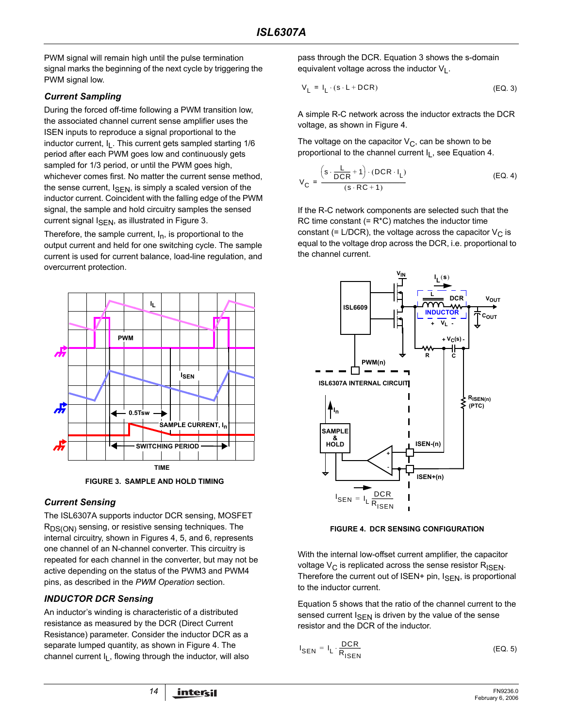PWM signal will remain high until the pulse termination signal marks the beginning of the next cycle by triggering the PWM signal low.

### *Current Sampling*

During the forced off-time following a PWM transition low, the associated channel current sense amplifier uses the ISEN inputs to reproduce a signal proportional to the inductor current, $I_L$. This current gets sampled starting 1/6 period after each PWM goes low and continuously gets sampled for 1/3 period, or until the PWM goes high, whichever comes first. No matter the current sense method, the sense current, $I_{SEN}$, is simply a scaled version of the inductor current. Coincident with the falling edge of the PWM signal, the sample and hold circuitry samples the sensed current signal $I_{SEN}$, as illustrated in Figure 3.

Therefore, the sample current, $I_n$, is proportional to the output current and held for one switching cycle. The sample current is used for current balance, load-line regulation, and overcurrent protection.

FIGURE 3. SAMPLE AND HOLD TIMING

### *Current Sensing*

The ISL6307A supports inductor DCR sensing, MOSFET $R_{DS(ON)}$ sensing, or resistive sensing techniques. The internal circuitry, shown in Figures 4, 5, and 6, represents one channel of an N-channel converter. This circuitry is repeated for each channel in the converter, but may not be active depending on the status of the PWM3 and PWM4 pins, as described in the *PWM Operation* section.

### *INDUCTOR DCR Sensing*

An inductor's winding is characteristic of a distributed resistance as measured by the DCR (Direct Current Resistance) parameter. Consider the inductor DCR as a separate lumped quantity, as shown in Figure 4. The channel current $I_L$, flowing through the inductor, will also pass through the DCR. Equation 3 shows the s-domain equivalent voltage across the inductor $V_L$.

$$V_L = I_L \cdot (s \cdot L + DCR) \quad \text{(EQ. 3)}$$

A simple R-C network across the inductor extracts the DCR voltage, as shown in Figure 4.

The voltage on the capacitor $V_C$, can be shown to be proportional to the channel current $I_L$, see Equation 4.

$$V_C = \frac{\left(s \cdot \frac{L}{DCR} + 1\right) \cdot (DCR \cdot I_L)}{(s \cdot RC + 1)} \quad \text{(EQ. 4)}$$

If the R-C network components are selected such that the RC time constant (= R*C) matches the inductor time constant (= L/DCR), the voltage across the capacitor $V_C$ is equal to the voltage drop across the DCR, i.e. proportional to the channel current.

FIGURE 4. DCR SENSING CONFIGURATION

With the internal low-offset current amplifier, the capacitor voltage $V_C$ is replicated across the sense resistor $R_{ISEN}$. Therefore the current out of ISEN+ pin, $I_{SEN}$, is proportional to the inductor current.

Equation 5 shows that the ratio of the channel current to the sensed current $I_{SEN}$ is driven by the value of the sense resistor and the DCR of the inductor.

$$I_{SEN} = I_L \cdot \frac{DCR}{R_{ISEN}} \quad \text{(EQ. 5)}$$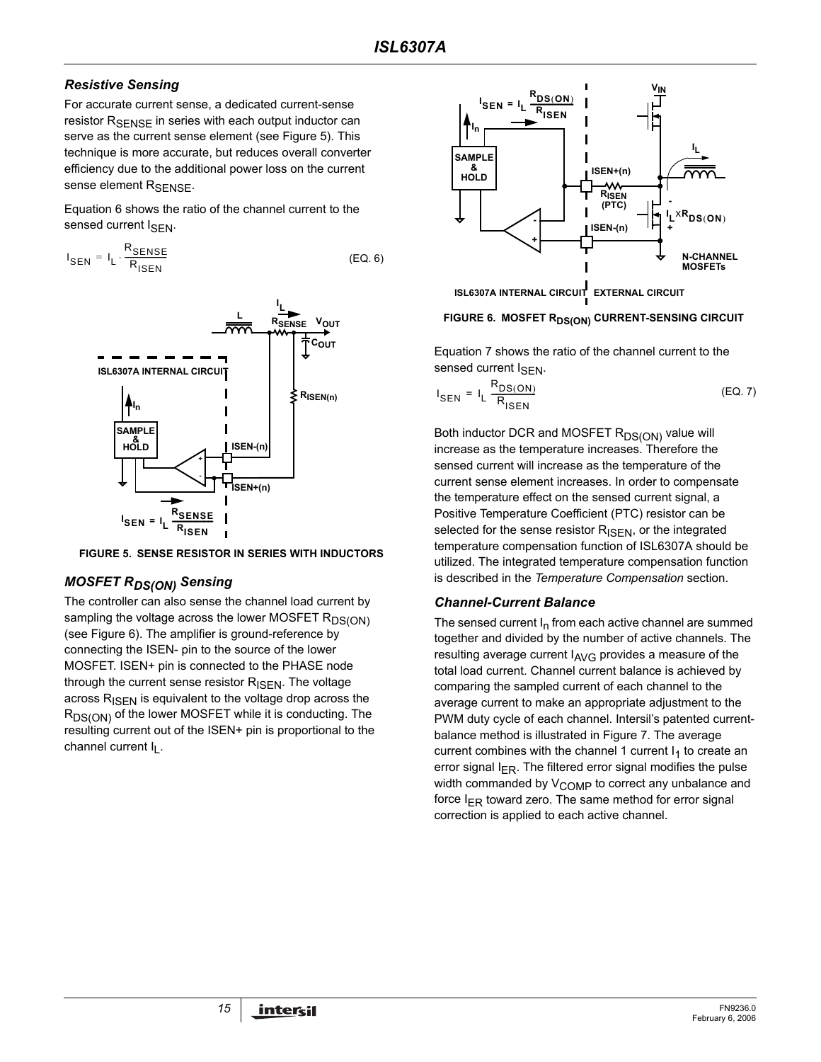### *Resistive Sensing*

For accurate current sense, a dedicated current-sense resistor $R_{SENSE}$ in series with each output inductor can serve as the current sense element (see Figure 5). This technique is more accurate, but reduces overall converter efficiency due to the additional power loss on the current sense element $R_{SENSE}$.

Equation 6 shows the ratio of the channel current to the sensed current $I_{SEN}$.

$$I_{SEN} = I_L \cdot \frac{R_{SENSE}}{R_{ISEN}} \quad \text{(EQ. 6)}$$

FIGURE 5. SENSE RESISTOR IN SERIES WITH INDUCTORS

### *MOSFET $R_{DS(ON)}$ Sensing*

The controller can also sense the channel load current by sampling the voltage across the lower MOSFET $R_{DS(ON)}$ (see Figure 6). The amplifier is ground-reference by connecting the ISEN- pin to the source of the lower MOSFET. ISEN+ pin is connected to the PHASE node through the current sense resistor $R_{ISEN}$. The voltage across $R_{ISEN}$ is equivalent to the voltage drop across the $R_{DS(ON)}$ of the lower MOSFET while it is conducting. The resulting current out of the ISEN+ pin is proportional to the channel current $I_L$.

FIGURE 6. MOSFET $R_{DS(ON)}$ CURRENT-SENSING CIRCUIT

Equation 7 shows the ratio of the channel current to the sensed current $I_{SEN}$.

$$I_{SEN} = I_L \frac{R_{DS(ON)}}{R_{ISEN}} \quad \text{(EQ. 7)}$$

Both inductor DCR and MOSFET $R_{DS(ON)}$ value will increase as the temperature increases. Therefore the sensed current will increase as the temperature of the current sense element increases. In order to compensate the temperature effect on the sensed current signal, a Positive Temperature Coefficient (PTC) resistor can be selected for the sense resistor $R_{ISEN}$, or the integrated temperature compensation function of ISL6307A should be utilized. The integrated temperature compensation function is described in the *Temperature Compensation* section.

### *Channel-Current Balance*

The sensed current $I_n$ from each active channel are summed together and divided by the number of active channels. The resulting average current $I_{AVG}$ provides a measure of the total load current. Channel current balance is achieved by comparing the sampled current of each channel to the average current to make an appropriate adjustment to the PWM duty cycle of each channel. Intersil's patented current-balance method is illustrated in Figure 7. The average current combines with the channel 1 current $I_1$ to create an error signal $I_{ER}$. The filtered error signal modifies the pulse width commanded by $V_{COMP}$ to correct any unbalance and force $I_{ER}$ toward zero. The same method for error signal correction is applied to each active channel.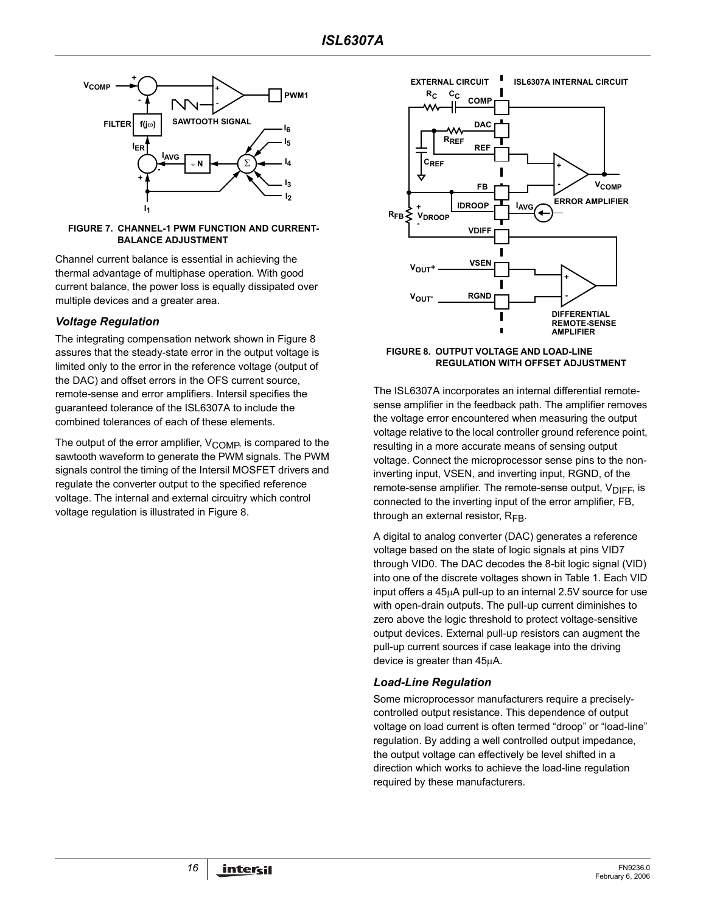FIGURE 7. CHANNEL-1 PWM FUNCTION AND CURRENT-BALANCE ADJUSTMENT

Channel current balance is essential in achieving the thermal advantage of multiphase operation. With good current balance, the power loss is equally dissipated over multiple devices and a greater area.

### *Voltage Regulation*

The integrating compensation network shown in Figure 8 assures that the steady-state error in the output voltage is limited only to the error in the reference voltage (output of the DAC) and offset errors in the OFS current source, remote-sense and error amplifiers. Intersil specifies the guaranteed tolerance of the ISL6307A to include the combined tolerances of each of these elements.

The output of the error amplifier, $V_{COMP}$, is compared to the sawtooth waveform to generate the PWM signals. The PWM signals control the timing of the Intersil MOSFET drivers and regulate the converter output to the specified reference voltage. The internal and external circuitry which control voltage regulation is illustrated in Figure 8.

FIGURE 8. OUTPUT VOLTAGE AND LOAD-LINE REGULATION WITH OFFSET ADJUSTMENT

The ISL6307A incorporates an internal differential remote-sense amplifier in the feedback path. The amplifier removes the voltage error encountered when measuring the output voltage relative to the local controller ground reference point, resulting in a more accurate means of sensing output voltage. Connect the microprocessor sense pins to the non-inverting input, VSEN, and inverting input, RGND, of the remote-sense amplifier. The remote-sense output, $V_{DIFF}$, is connected to the inverting input of the error amplifier, FB, through an external resistor, $R_{FB}$.

A digital to analog converter (DAC) generates a reference voltage based on the state of logic signals at pins VID7 through VID0. The DAC decodes the 8-bit logic signal (VID) into one of the discrete voltages shown in Table 1. Each VID input offers a 45µA pull-up to an internal 2.5V source for use with open-drain outputs. The pull-up current diminishes to zero above the logic threshold to protect voltage-sensitive output devices. External pull-up resistors can augment the pull-up current sources if case leakage into the driving device is greater than 45µA.

### *Load-Line Regulation*

Some microprocessor manufacturers require a precisely-controlled output resistance. This dependence of output voltage on load current is often termed “droop” or “load-line” regulation. By adding a well controlled output impedance, the output voltage can effectively be level shifted in a direction which works to achieve the load-line regulation required by these manufacturers.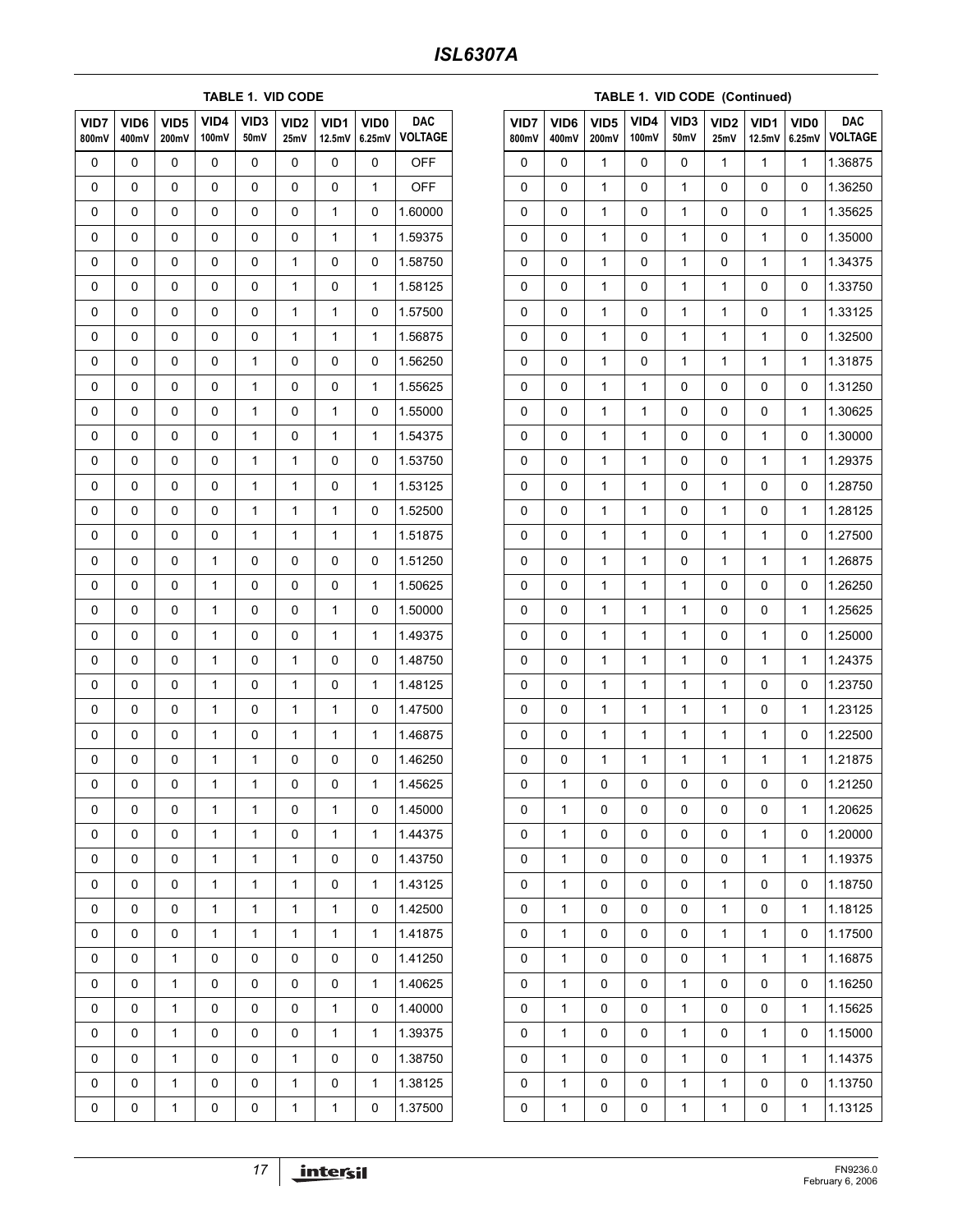**TABLE 1. VID CODE**

| VID7 800mV | VID6 400mV | VID5 200mV | VID4 100mV | VID3 50mV | VID2 25mV | VID1 12.5mV | VID0 6.25mV | DAC VOLTAGE |
|---|---|---|---|---|---|---|---|---|
| 0 | 0 | 0 | 0 | 0 | 0 | 0 | 0 | OFF |
| 0 | 0 | 0 | 0 | 0 | 0 | 0 | 1 | OFF |
| 0 | 0 | 0 | 0 | 0 | 0 | 1 | 0 | 1.60000 |
| 0 | 0 | 0 | 0 | 0 | 0 | 1 | 1 | 1.59375 |
| 0 | 0 | 0 | 0 | 0 | 1 | 0 | 0 | 1.58750 |
| 0 | 0 | 0 | 0 | 0 | 1 | 0 | 1 | 1.58125 |
| 0 | 0 | 0 | 0 | 0 | 1 | 1 | 0 | 1.57500 |
| 0 | 0 | 0 | 0 | 0 | 1 | 1 | 1 | 1.56875 |
| 0 | 0 | 0 | 0 | 1 | 0 | 0 | 0 | 1.56250 |
| 0 | 0 | 0 | 0 | 1 | 0 | 0 | 1 | 1.55625 |
| 0 | 0 | 0 | 0 | 1 | 0 | 1 | 0 | 1.55000 |
| 0 | 0 | 0 | 0 | 1 | 0 | 1 | 1 | 1.54375 |
| 0 | 0 | 0 | 0 | 1 | 1 | 0 | 0 | 1.53750 |
| 0 | 0 | 0 | 0 | 1 | 1 | 0 | 1 | 1.53125 |
| 0 | 0 | 0 | 0 | 1 | 1 | 1 | 0 | 1.52500 |
| 0 | 0 | 0 | 0 | 1 | 1 | 1 | 1 | 1.51875 |
| 0 | 0 | 0 | 1 | 0 | 0 | 0 | 0 | 1.51250 |
| 0 | 0 | 0 | 1 | 0 | 0 | 0 | 1 | 1.50625 |
| 0 | 0 | 0 | 1 | 0 | 0 | 1 | 0 | 1.50000 |
| 0 | 0 | 0 | 1 | 0 | 0 | 1 | 1 | 1.49375 |
| 0 | 0 | 0 | 1 | 0 | 1 | 0 | 0 | 1.48750 |
| 0 | 0 | 0 | 1 | 0 | 1 | 0 | 1 | 1.48125 |
| 0 | 0 | 0 | 1 | 0 | 1 | 1 | 0 | 1.47500 |
| 0 | 0 | 0 | 1 | 0 | 1 | 1 | 1 | 1.46875 |
| 0 | 0 | 0 | 1 | 1 | 0 | 0 | 0 | 1.46250 |
| 0 | 0 | 0 | 1 | 1 | 0 | 0 | 1 | 1.45625 |
| 0 | 0 | 0 | 1 | 1 | 0 | 1 | 0 | 1.45000 |
| 0 | 0 | 0 | 1 | 1 | 0 | 1 | 1 | 1.44375 |
| 0 | 0 | 0 | 1 | 1 | 1 | 0 | 0 | 1.43750 |
| 0 | 0 | 0 | 1 | 1 | 1 | 0 | 1 | 1.43125 |
| 0 | 0 | 0 | 1 | 1 | 1 | 1 | 0 | 1.42500 |
| 0 | 0 | 0 | 1 | 1 | 1 | 1 | 1 | 1.41875 |
| 0 | 0 | 1 | 0 | 0 | 0 | 0 | 0 | 1.41250 |
| 0 | 0 | 1 | 0 | 0 | 0 | 0 | 1 | 1.40625 |
| 0 | 0 | 1 | 0 | 0 | 0 | 1 | 0 | 1.40000 |
| 0 | 0 | 1 | 0 | 0 | 0 | 1 | 1 | 1.39375 |
| 0 | 0 | 1 | 0 | 0 | 1 | 0 | 0 | 1.38750 |
| 0 | 0 | 1 | 0 | 0 | 1 | 0 | 1 | 1.38125 |
| 0 | 0 | 1 | 0 | 0 | 1 | 1 | 0 | 1.37500 |

**TABLE 1. VID CODE (Continued)**

| VID7 800mV | VID6 400mV | VID5 200mV | VID4 100mV | VID3 50mV | VID2 25mV | VID1 12.5mV | VID0 6.25mV | DAC VOLTAGE |
|---|---|---|---|---|---|---|---|---|
| 0 | 0 | 1 | 0 | 0 | 1 | 1 | 1 | 1.36875 |
| 0 | 0 | 1 | 0 | 1 | 0 | 0 | 0 | 1.36250 |
| 0 | 0 | 1 | 0 | 1 | 0 | 0 | 1 | 1.35625 |
| 0 | 0 | 1 | 0 | 1 | 0 | 1 | 0 | 1.35000 |
| 0 | 0 | 1 | 0 | 1 | 0 | 1 | 1 | 1.34375 |
| 0 | 0 | 1 | 0 | 1 | 1 | 0 | 0 | 1.33750 |
| 0 | 0 | 1 | 0 | 1 | 1 | 0 | 1 | 1.33125 |
| 0 | 0 | 1 | 0 | 1 | 1 | 1 | 0 | 1.32500 |
| 0 | 0 | 1 | 0 | 1 | 1 | 1 | 1 | 1.31875 |
| 0 | 0 | 1 | 1 | 0 | 0 | 0 | 0 | 1.31250 |
| 0 | 0 | 1 | 1 | 0 | 0 | 0 | 1 | 1.30625 |
| 0 | 0 | 1 | 1 | 0 | 0 | 1 | 0 | 1.30000 |
| 0 | 0 | 1 | 1 | 0 | 0 | 1 | 1 | 1.29375 |
| 0 | 0 | 1 | 1 | 0 | 1 | 0 | 0 | 1.28750 |
| 0 | 0 | 1 | 1 | 0 | 1 | 0 | 1 | 1.28125 |
| 0 | 0 | 1 | 1 | 0 | 1 | 1 | 0 | 1.27500 |
| 0 | 0 | 1 | 1 | 0 | 1 | 1 | 1 | 1.26875 |
| 0 | 0 | 1 | 1 | 1 | 0 | 0 | 0 | 1.26250 |
| 0 | 0 | 1 | 1 | 1 | 0 | 0 | 1 | 1.25625 |
| 0 | 0 | 1 | 1 | 1 | 0 | 1 | 0 | 1.25000 |
| 0 | 0 | 1 | 1 | 1 | 0 | 1 | 1 | 1.24375 |
| 0 | 0 | 1 | 1 | 1 | 1 | 0 | 0 | 1.23750 |
| 0 | 0 | 1 | 1 | 1 | 1 | 0 | 1 | 1.23125 |
| 0 | 0 | 1 | 1 | 1 | 1 | 1 | 0 | 1.22500 |
| 0 | 0 | 1 | 1 | 1 | 1 | 1 | 1 | 1.21875 |
| 0 | 1 | 0 | 0 | 0 | 0 | 0 | 0 | 1.21250 |
| 0 | 1 | 0 | 0 | 0 | 0 | 0 | 1 | 1.20625 |
| 0 | 1 | 0 | 0 | 0 | 0 | 1 | 0 | 1.20000 |
| 0 | 1 | 0 | 0 | 0 | 0 | 1 | 1 | 1.19375 |
| 0 | 1 | 0 | 0 | 0 | 1 | 0 | 0 | 1.18750 |
| 0 | 1 | 0 | 0 | 0 | 1 | 0 | 1 | 1.18125 |
| 0 | 1 | 0 | 0 | 0 | 1 | 1 | 0 | 1.17500 |
| 0 | 1 | 0 | 0 | 0 | 1 | 1 | 1 | 1.16875 |
| 0 | 1 | 0 | 0 | 1 | 0 | 0 | 0 | 1.16250 |
| 0 | 1 | 0 | 0 | 1 | 0 | 0 | 1 | 1.15625 |
| 0 | 1 | 0 | 0 | 1 | 0 | 1 | 0 | 1.15000 |
| 0 | 1 | 0 | 0 | 1 | 0 | 1 | 1 | 1.14375 |
| 0 | 1 | 0 | 0 | 1 | 1 | 0 | 0 | 1.13750 |
| 0 | 1 | 0 | 0 | 1 | 1 | 0 | 1 | 1.13125 |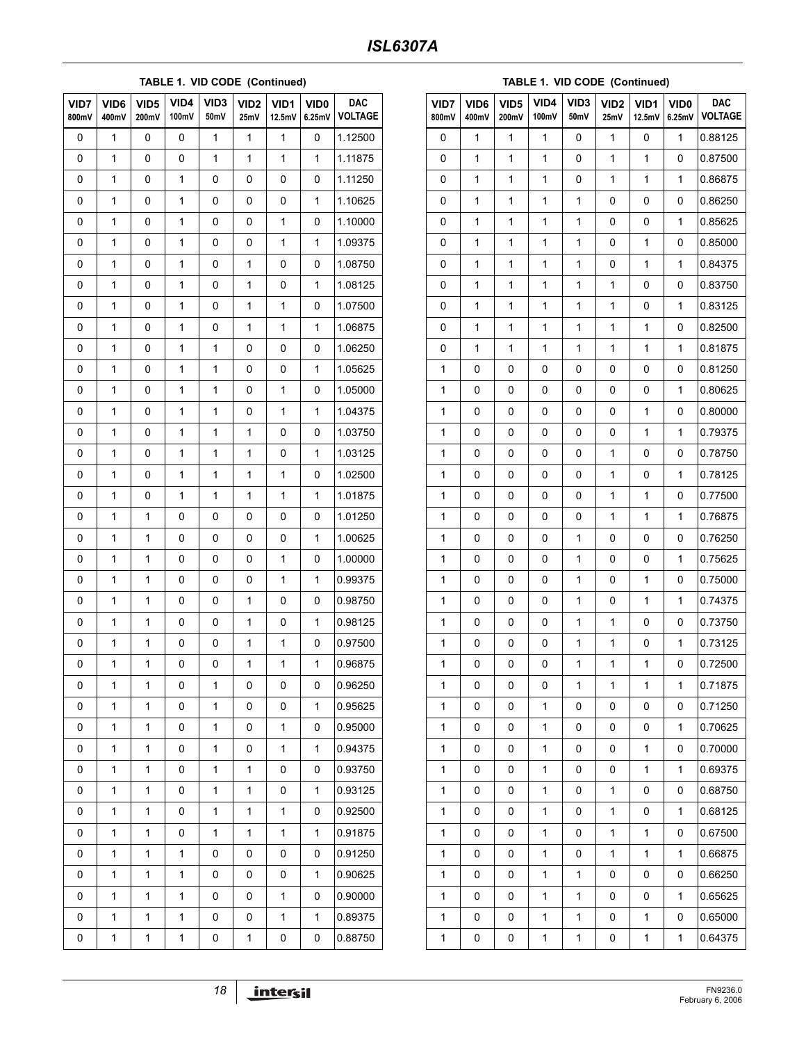**TABLE 1. VID CODE (Continued)**

| VID7 800mV | VID6 400mV | VID5 200mV | VID4 100mV | VID3 50mV | VID2 25mV | VID1 12.5mV | VID0 6.25mV | DAC VOLTAGE |
|---|---|---|---|---|---|---|---|---|
| 0 | 1 | 0 | 0 | 1 | 1 | 1 | 0 | 1.12500 |
| 0 | 1 | 0 | 0 | 1 | 1 | 1 | 1 | 1.11875 |
| 0 | 1 | 0 | 1 | 0 | 0 | 0 | 0 | 1.11250 |
| 0 | 1 | 0 | 1 | 0 | 0 | 0 | 1 | 1.10625 |
| 0 | 1 | 0 | 1 | 0 | 0 | 1 | 0 | 1.10000 |
| 0 | 1 | 0 | 1 | 0 | 0 | 1 | 1 | 1.09375 |
| 0 | 1 | 0 | 1 | 0 | 1 | 0 | 0 | 1.08750 |
| 0 | 1 | 0 | 1 | 0 | 1 | 0 | 1 | 1.08125 |
| 0 | 1 | 0 | 1 | 0 | 1 | 1 | 0 | 1.07500 |
| 0 | 1 | 0 | 1 | 0 | 1 | 1 | 1 | 1.06875 |
| 0 | 1 | 0 | 1 | 1 | 0 | 0 | 0 | 1.06250 |
| 0 | 1 | 0 | 1 | 1 | 0 | 0 | 1 | 1.05625 |
| 0 | 1 | 0 | 1 | 1 | 0 | 1 | 0 | 1.05000 |
| 0 | 1 | 0 | 1 | 1 | 0 | 1 | 1 | 1.04375 |
| 0 | 1 | 0 | 1 | 1 | 1 | 0 | 0 | 1.03750 |
| 0 | 1 | 0 | 1 | 1 | 1 | 0 | 1 | 1.03125 |
| 0 | 1 | 0 | 1 | 1 | 1 | 1 | 0 | 1.02500 |
| 0 | 1 | 0 | 1 | 1 | 1 | 1 | 1 | 1.01875 |
| 0 | 1 | 1 | 0 | 0 | 0 | 0 | 0 | 1.01250 |
| 0 | 1 | 1 | 0 | 0 | 0 | 0 | 1 | 1.00625 |
| 0 | 1 | 1 | 0 | 0 | 0 | 1 | 0 | 1.00000 |
| 0 | 1 | 1 | 0 | 0 | 0 | 1 | 1 | 0.99375 |
| 0 | 1 | 1 | 0 | 0 | 1 | 0 | 0 | 0.98750 |
| 0 | 1 | 1 | 0 | 0 | 1 | 0 | 1 | 0.98125 |
| 0 | 1 | 1 | 0 | 0 | 1 | 1 | 0 | 0.97500 |
| 0 | 1 | 1 | 0 | 0 | 1 | 1 | 1 | 0.96875 |
| 0 | 1 | 1 | 0 | 1 | 0 | 0 | 0 | 0.96250 |
| 0 | 1 | 1 | 0 | 1 | 0 | 0 | 1 | 0.95625 |
| 0 | 1 | 1 | 0 | 1 | 0 | 1 | 0 | 0.95000 |
| 0 | 1 | 1 | 0 | 1 | 0 | 1 | 1 | 0.94375 |
| 0 | 1 | 1 | 0 | 1 | 1 | 0 | 0 | 0.93750 |
| 0 | 1 | 1 | 0 | 1 | 1 | 0 | 1 | 0.93125 |
| 0 | 1 | 1 | 0 | 1 | 1 | 1 | 0 | 0.92500 |
| 0 | 1 | 1 | 0 | 1 | 1 | 1 | 1 | 0.91875 |
| 0 | 1 | 1 | 1 | 0 | 0 | 0 | 0 | 0.91250 |
| 0 | 1 | 1 | 1 | 0 | 0 | 0 | 1 | 0.90625 |
| 0 | 1 | 1 | 1 | 0 | 0 | 1 | 0 | 0.90000 |
| 0 | 1 | 1 | 1 | 0 | 0 | 1 | 1 | 0.89375 |
| 0 | 1 | 1 | 1 | 0 | 1 | 0 | 0 | 0.88750 |
| 0 | 1 | 1 | 1 | 0 | 1 | 0 | 1 | 0.88125 |
| 0 | 1 | 1 | 1 | 0 | 1 | 1 | 0 | 0.87500 |
| 0 | 1 | 1 | 1 | 0 | 1 | 1 | 1 | 0.86875 |
| 0 | 1 | 1 | 1 | 1 | 0 | 0 | 0 | 0.86250 |
| 0 | 1 | 1 | 1 | 1 | 0 | 0 | 1 | 0.85625 |
| 0 | 1 | 1 | 1 | 1 | 0 | 1 | 0 | 0.85000 |
| 0 | 1 | 1 | 1 | 1 | 0 | 1 | 1 | 0.84375 |
| 0 | 1 | 1 | 1 | 1 | 1 | 0 | 0 | 0.83750 |
| 0 | 1 | 1 | 1 | 1 | 1 | 0 | 1 | 0.83125 |
| 0 | 1 | 1 | 1 | 1 | 1 | 1 | 0 | 0.82500 |
| 0 | 1 | 1 | 1 | 1 | 1 | 1 | 1 | 0.81875 |
| 1 | 0 | 0 | 0 | 0 | 0 | 0 | 0 | 0.81250 |
| 1 | 0 | 0 | 0 | 0 | 0 | 0 | 1 | 0.80625 |
| 1 | 0 | 0 | 0 | 0 | 0 | 1 | 0 | 0.80000 |
| 1 | 0 | 0 | 0 | 0 | 0 | 1 | 1 | 0.79375 |
| 1 | 0 | 0 | 0 | 0 | 1 | 0 | 0 | 0.78750 |
| 1 | 0 | 0 | 0 | 0 | 1 | 0 | 1 | 0.78125 |
| 1 | 0 | 0 | 0 | 0 | 1 | 1 | 0 | 0.77500 |
| 1 | 0 | 0 | 0 | 0 | 1 | 1 | 1 | 0.76875 |
| 1 | 0 | 0 | 0 | 1 | 0 | 0 | 0 | 0.76250 |
| 1 | 0 | 0 | 0 | 1 | 0 | 0 | 1 | 0.75625 |
| 1 | 0 | 0 | 0 | 1 | 0 | 1 | 0 | 0.75000 |
| 1 | 0 | 0 | 0 | 1 | 0 | 1 | 1 | 0.74375 |
| 1 | 0 | 0 | 0 | 1 | 1 | 0 | 0 | 0.73750 |
| 1 | 0 | 0 | 0 | 1 | 1 | 0 | 1 | 0.73125 |
| 1 | 0 | 0 | 0 | 1 | 1 | 1 | 0 | 0.72500 |
| 1 | 0 | 0 | 0 | 1 | 1 | 1 | 1 | 0.71875 |
| 1 | 0 | 0 | 1 | 0 | 0 | 0 | 0 | 0.71250 |
| 1 | 0 | 0 | 1 | 0 | 0 | 0 | 1 | 0.70625 |
| 1 | 0 | 0 | 1 | 0 | 0 | 1 | 0 | 0.70000 |
| 1 | 0 | 0 | 1 | 0 | 0 | 1 | 1 | 0.69375 |
| 1 | 0 | 0 | 1 | 0 | 1 | 0 | 0 | 0.68750 |
| 1 | 0 | 0 | 1 | 0 | 1 | 0 | 1 | 0.68125 |
| 1 | 0 | 0 | 1 | 0 | 1 | 1 | 0 | 0.67500 |
| 1 | 0 | 0 | 1 | 0 | 1 | 1 | 1 | 0.66875 |
| 1 | 0 | 0 | 1 | 1 | 0 | 0 | 0 | 0.66250 |
| 1 | 0 | 0 | 1 | 1 | 0 | 0 | 1 | 0.65625 |
| 1 | 0 | 0 | 1 | 1 | 0 | 1 | 0 | 0.65000 |
| 1 | 0 | 0 | 1 | 1 | 0 | 1 | 1 | 0.64375 |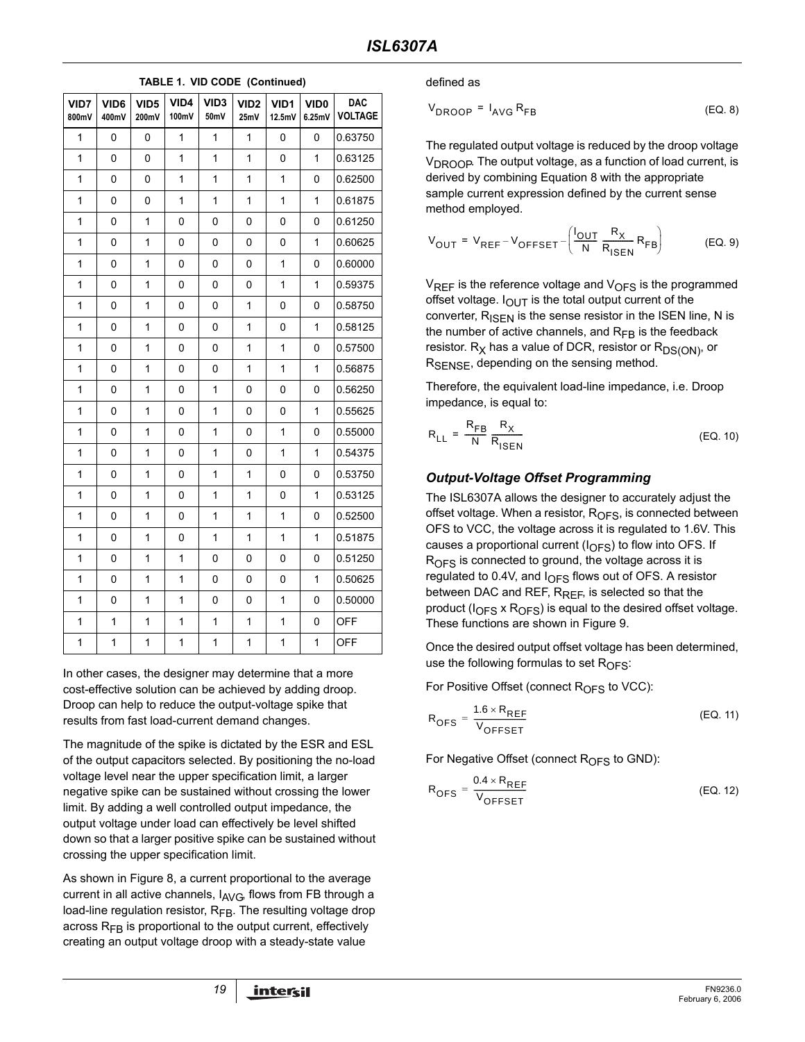**TABLE 1. VID CODE (Continued)**

| VID7 800mV | VID6 400mV | VID5 200mV | VID4 100mV | VID3 50mV | VID2 25mV | VID1 12.5mV | VID0 6.25mV | DAC VOLTAGE |
|---|---|---|---|---|---|---|---|---|
| 1 | 0 | 0 | 1 | 1 | 1 | 0 | 0 | 0.63750 |
| 1 | 0 | 0 | 1 | 1 | 1 | 0 | 1 | 0.63125 |
| 1 | 0 | 0 | 1 | 1 | 1 | 1 | 0 | 0.62500 |
| 1 | 0 | 0 | 1 | 1 | 1 | 1 | 1 | 0.61875 |
| 1 | 0 | 1 | 0 | 0 | 0 | 0 | 0 | 0.61250 |
| 1 | 0 | 1 | 0 | 0 | 0 | 0 | 1 | 0.60625 |
| 1 | 0 | 1 | 0 | 0 | 0 | 1 | 0 | 0.60000 |
| 1 | 0 | 1 | 0 | 0 | 0 | 1 | 1 | 0.59375 |
| 1 | 0 | 1 | 0 | 0 | 1 | 0 | 0 | 0.58750 |
| 1 | 0 | 1 | 0 | 0 | 1 | 0 | 1 | 0.58125 |
| 1 | 0 | 1 | 0 | 0 | 1 | 1 | 0 | 0.57500 |
| 1 | 0 | 1 | 0 | 0 | 1 | 1 | 1 | 0.56875 |
| 1 | 0 | 1 | 0 | 1 | 0 | 0 | 0 | 0.56250 |
| 1 | 0 | 1 | 0 | 1 | 0 | 0 | 1 | 0.55625 |
| 1 | 0 | 1 | 0 | 1 | 0 | 1 | 0 | 0.55000 |
| 1 | 0 | 1 | 0 | 1 | 0 | 1 | 1 | 0.54375 |
| 1 | 0 | 1 | 0 | 1 | 1 | 0 | 0 | 0.53750 |
| 1 | 0 | 1 | 0 | 1 | 1 | 0 | 1 | 0.53125 |
| 1 | 0 | 1 | 0 | 1 | 1 | 1 | 0 | 0.52500 |
| 1 | 0 | 1 | 0 | 1 | 1 | 1 | 1 | 0.51875 |
| 1 | 0 | 1 | 1 | 0 | 0 | 0 | 0 | 0.51250 |
| 1 | 0 | 1 | 1 | 0 | 0 | 0 | 1 | 0.50625 |
| 1 | 0 | 1 | 1 | 0 | 0 | 1 | 0 | 0.50000 |
| 1 | 1 | 1 | 1 | 1 | 1 | 1 | 0 | OFF |
| 1 | 1 | 1 | 1 | 1 | 1 | 1 | 1 | OFF |

In other cases, the designer may determine that a more cost-effective solution can be achieved by adding droop. Droop can help to reduce the output-voltage spike that results from fast load-current demand changes.

The magnitude of the spike is dictated by the ESR and ESL of the output capacitors selected. By positioning the no-load voltage level near the upper specification limit, a larger negative spike can be sustained without crossing the lower limit. By adding a well controlled output impedance, the output voltage under load can effectively be level shifted down so that a larger positive spike can be sustained without crossing the upper specification limit.

As shown in Figure 8, a current proportional to the average current in all active channels, $I_{AVG}$, flows from FB through a load-line regulation resistor, $R_{FB}$. The resulting voltage drop across $R_{FB}$ is proportional to the output current, effectively creating an output voltage droop with a steady-state value defined as

$$V_{DROOP} = I_{AVG} R_{FB} \quad \text{(EQ. 8)}$$

The regulated output voltage is reduced by the droop voltage $V_{DROOP}$. The output voltage, as a function of load current, is derived by combining Equation 8 with the appropriate sample current expression defined by the current sense method employed.

$$V_{OUT} = V_{REF} - V_{OFFSET} - \left(\frac{I_{OUT}}{N} \frac{R_X}{R_{ISEN}} R_{FB}\right) \quad \text{(EQ. 9)}$$

$V_{REF}$ is the reference voltage and $V_{OFS}$ is the programmed offset voltage. $I_{OUT}$ is the total output current of the converter, $R_{ISEN}$ is the sense resistor in the ISEN line, N is the number of active channels, and $R_{FB}$ is the feedback resistor. $R_X$ has a value of DCR, resistor or $R_{DS(ON)}$, or $R_{SENSE}$, depending on the sensing method.

Therefore, the equivalent load-line impedance, i.e. Droop impedance, is equal to:

$$R_{LL} = \frac{R_{FB}}{N} \frac{R_X}{R_{ISEN}} \quad \text{(EQ. 10)}$$

### *Output-Voltage Offset Programming*

The ISL6307A allows the designer to accurately adjust the offset voltage. When a resistor, $R_{OFS}$, is connected between OFS to VCC, the voltage across it is regulated to 1.6V. This causes a proportional current ($I_{OFS}$) to flow into OFS. If $R_{OFS}$ is connected to ground, the voltage across it is regulated to 0.4V, and $I_{OFS}$ flows out of OFS. A resistor between DAC and REF, $R_{REF}$, is selected so that the product ($I_{OFS}$ x $R_{OFS}$) is equal to the desired offset voltage. These functions are shown in Figure 9.

Once the desired output offset voltage has been determined, use the following formulas to set $R_{OFS}$:

For Positive Offset (connect $R_{OFS}$ to VCC):

$$R_{OFS} = \frac{1.6 \times R_{REF}}{V_{OFFSET}} \quad \text{(EQ. 11)}$$

For Negative Offset (connect $R_{OFS}$ to GND):

$$R_{OFS} = \frac{0.4 \times R_{REF}}{V_{OFFSET}} \quad \text{(EQ. 12)}$$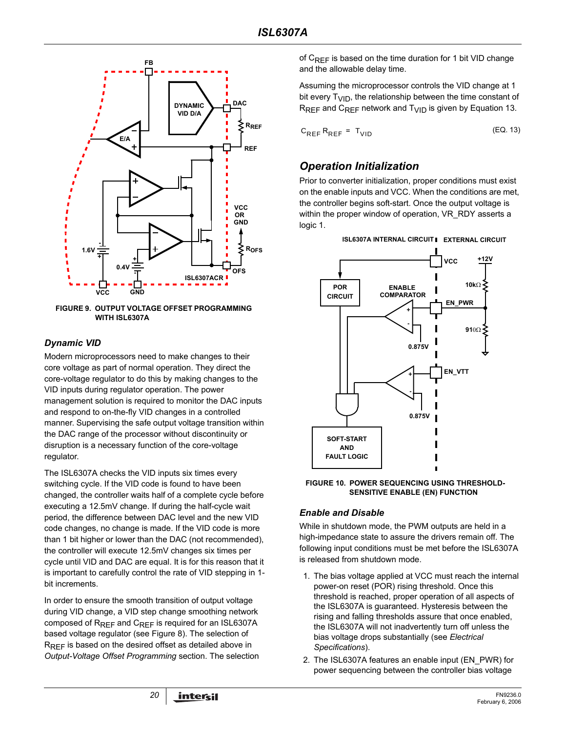FIGURE 9. OUTPUT VOLTAGE OFFSET PROGRAMMING WITH ISL6307A

### Dynamic VID

Modern microprocessors need to make changes to their core voltage as part of normal operation. They direct the core-voltage regulator to do this by making changes to the VID inputs during regulator operation. The power management solution is required to monitor the DAC inputs and respond to on-the-fly VID changes in a controlled manner. Supervising the safe output voltage transition within the DAC range of the processor without discontinuity or disruption is a necessary function of the core-voltage regulator.

The ISL6307A checks the VID inputs six times every switching cycle. If the VID code is found to have been changed, the controller waits half of a complete cycle before executing a 12.5mV change. If during the half-cycle wait period, the difference between DAC level and the new VID code changes, no change is made. If the VID code is more than 1 bit higher or lower than the DAC (not recommended), the controller will execute 12.5mV changes six times per cycle until VID and DAC are equal. It is for this reason that it is important to carefully control the rate of VID stepping in 1-bit increments.

In order to ensure the smooth transition of output voltage during VID change, a VID step change smoothing network composed of $R_{REF}$ and $C_{REF}$ is required for an ISL6307A based voltage regulator (see Figure 8). The selection of $R_{REF}$ is based on the desired offset as detailed above in *Output-Voltage Offset Programming* section. The selection of $C_{REF}$ is based on the time duration for 1 bit VID change and the allowable delay time.

Assuming the microprocessor controls the VID change at 1 bit every $T_{VID}$, the relationship between the time constant of $R_{REF}$ and $C_{REF}$ network and $T_{VID}$ is given by Equation 13.

$$C_{REF}R_{REF} = T_{VID} \qquad \text{(EQ. 13)}$$

### Operation Initialization

Prior to converter initialization, proper conditions must exist on the enable inputs and VCC. When the conditions are met, the controller begins soft-start. Once the output voltage is within the proper window of operation, VR_RDY asserts a logic 1.

FIGURE 10. POWER SEQUENCING USING THRESHOLD-SENSITIVE ENABLE (EN) FUNCTION

### Enable and Disable

While in shutdown mode, the PWM outputs are held in a high-impedance state to assure the drivers remain off. The following input conditions must be met before the ISL6307A is released from shutdown mode.

1. The bias voltage applied at VCC must reach the internal power-on reset (POR) rising threshold. Once this threshold is reached, proper operation of all aspects of the ISL6307A is guaranteed. Hysteresis between the rising and falling thresholds assure that once enabled, the ISL6307A will not inadvertently turn off unless the bias voltage drops substantially (see *Electrical Specifications*).
2. The ISL6307A features an enable input (EN_PWR) for power sequencing between the controller bias voltage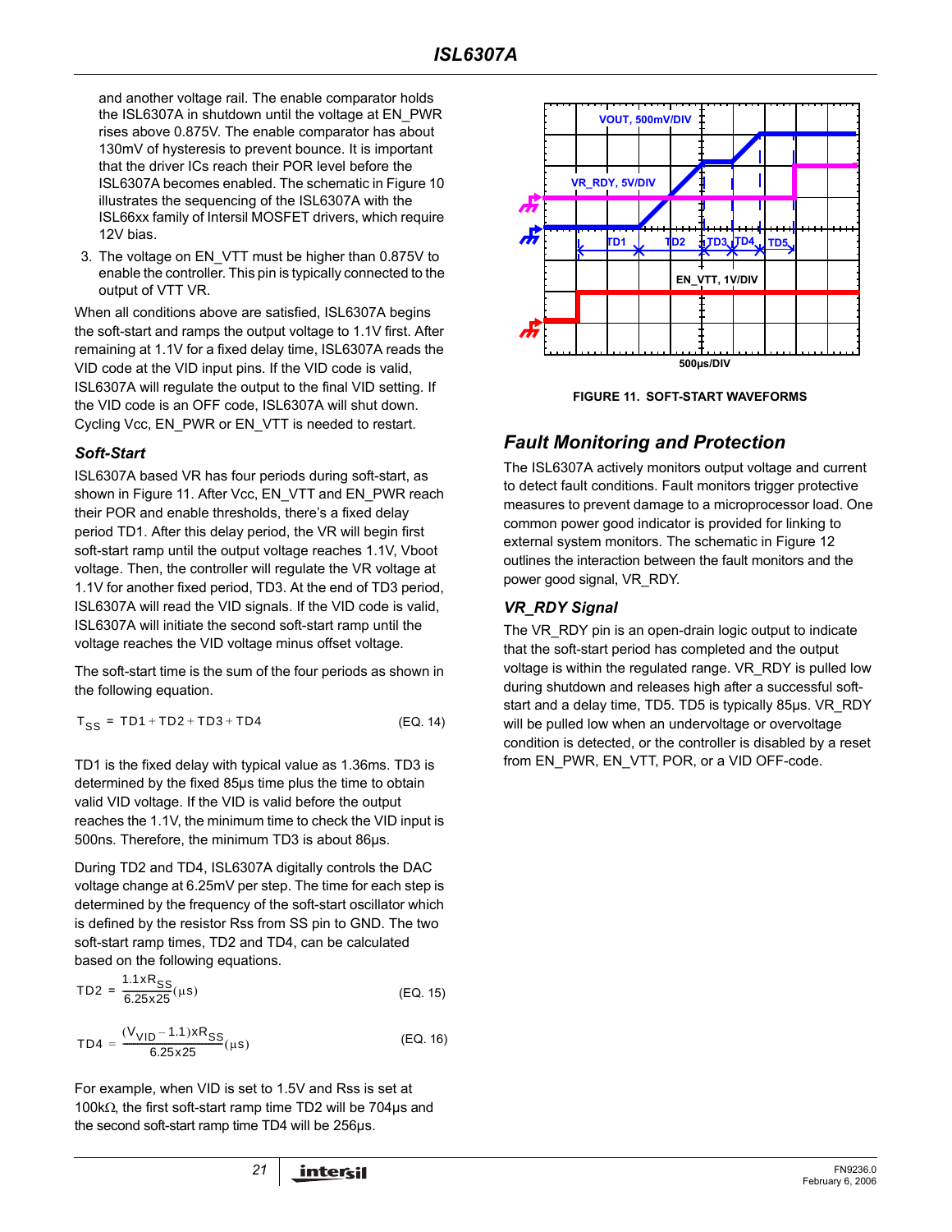and another voltage rail. The enable comparator holds the ISL6307A in shutdown until the voltage at EN_PWR rises above 0.875V. The enable comparator has about 130mV of hysteresis to prevent bounce. It is important that the driver ICs reach their POR level before the ISL6307A becomes enabled. The schematic in Figure 10 illustrates the sequencing of the ISL6307A with the ISL66xx family of Intersil MOSFET drivers, which require 12V bias.

3. The voltage on EN_VTT must be higher than 0.875V to enable the controller. This pin is typically connected to the output of VTT VR.

When all conditions above are satisfied, ISL6307A begins the soft-start and ramps the output voltage to 1.1V first. After remaining at 1.1V for a fixed delay time, ISL6307A reads the VID code at the VID input pins. If the VID code is valid, ISL6307A will regulate the output to the final VID setting. If the VID code is an OFF code, ISL6307A will shut down. Cycling Vcc, EN_PWR or EN_VTT is needed to restart.

### Soft-Start

ISL6307A based VR has four periods during soft-start, as shown in Figure 11. After Vcc, EN_VTT and EN_PWR reach their POR and enable thresholds, there's a fixed delay period TD1. After this delay period, the VR will begin first soft-start ramp until the output voltage reaches 1.1V, Vboot voltage. Then, the controller will regulate the VR voltage at 1.1V for another fixed period, TD3. At the end of TD3 period, ISL6307A will read the VID signals. If the VID code is valid, ISL6307A will initiate the second soft-start ramp until the voltage reaches the VID voltage minus offset voltage.

The soft-start time is the sum of the four periods as shown in the following equation.

$$T_{SS} = TD1 + TD2 + TD3 + TD4 \quad \text{(EQ. 14)}$$

TD1 is the fixed delay with typical value as 1.36ms. TD3 is determined by the fixed 85µs time plus the time to obtain valid VID voltage. If the VID is valid before the output reaches the 1.1V, the minimum time to check the VID input is 500ns. Therefore, the minimum TD3 is about 86µs.

During TD2 and TD4, ISL6307A digitally controls the DAC voltage change at 6.25mV per step. The time for each step is determined by the frequency of the soft-start oscillator which is defined by the resistor Rss from SS pin to GND. The two soft-start ramp times, TD2 and TD4, can be calculated based on the following equations.

$$TD2 = \frac{1.1 x R_{SS}}{6.25 x 25}(\mu s) \quad \text{(EQ. 15)}$$

$$TD4 = \frac{(V_{VID} - 1.1) x R_{SS}}{6.25 x 25}(\mu s) \quad \text{(EQ. 16)}$$

For example, when VID is set to 1.5V and Rss is set at 100kΩ, the first soft-start ramp time TD2 will be 704µs and the second soft-start ramp time TD4 will be 256µs.

FIGURE 11. SOFT-START WAVEFORMS

## Fault Monitoring and Protection

The ISL6307A actively monitors output voltage and current to detect fault conditions. Fault monitors trigger protective measures to prevent damage to a microprocessor load. One common power good indicator is provided for linking to external system monitors. The schematic in Figure 12 outlines the interaction between the fault monitors and the power good signal, VR_RDY.

### VR_RDY Signal

The VR_RDY pin is an open-drain logic output to indicate that the soft-start period has completed and the output voltage is within the regulated range. VR_RDY is pulled low during shutdown and releases high after a successful soft-start and a delay time, TD5. TD5 is typically 85µs. VR_RDY will be pulled low when an undervoltage or overvoltage condition is detected, or the controller is disabled by a reset from EN_PWR, EN_VTT, POR, or a VID OFF-code.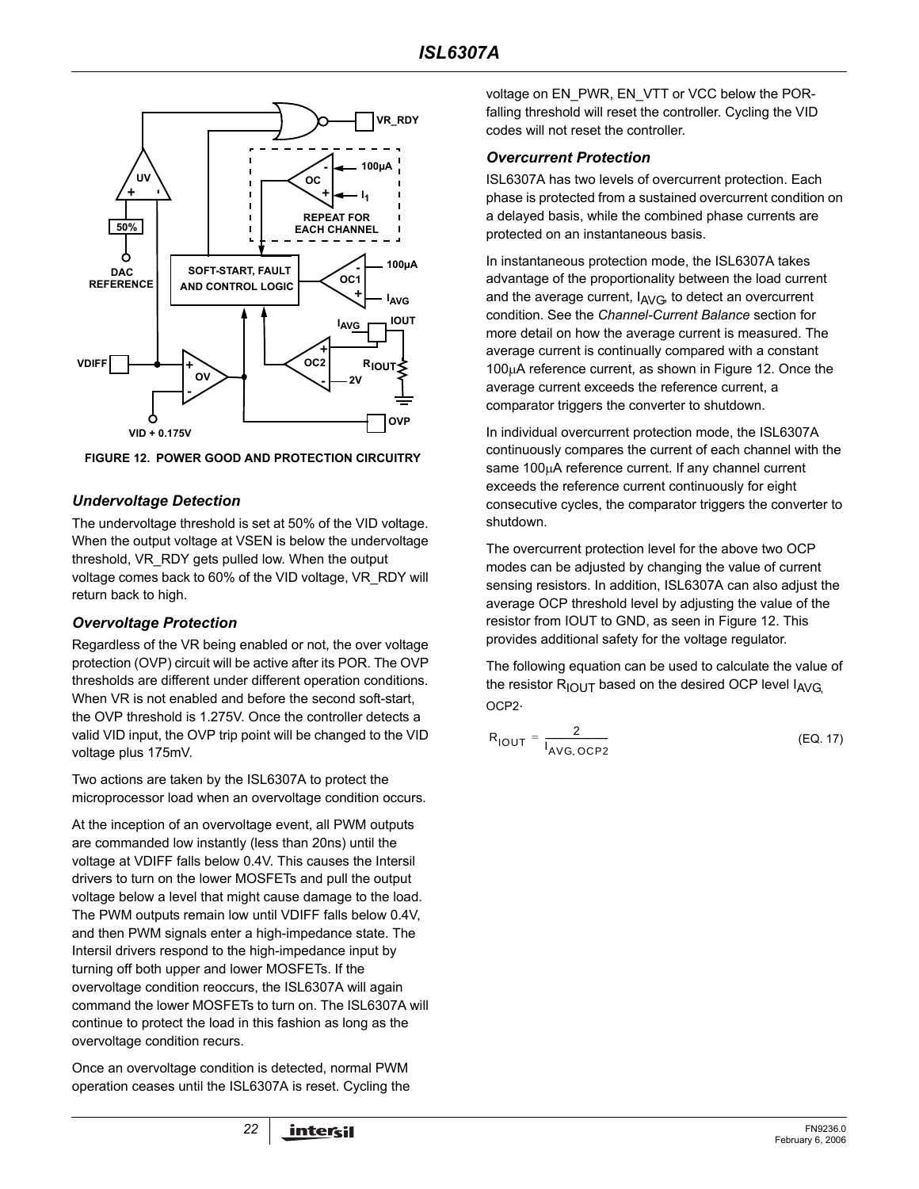FIGURE 12. POWER GOOD AND PROTECTION CIRCUITRY

### Undervoltage Detection

The undervoltage threshold is set at 50% of the VID voltage. When the output voltage at VSEN is below the undervoltage threshold, VR_RDY gets pulled low. When the output voltage comes back to 60% of the VID voltage, VR_RDY will return back to high.

### Overvoltage Protection

Regardless of the VR being enabled or not, the over voltage protection (OVP) circuit will be active after its POR. The OVP thresholds are different under different operation conditions. When VR is not enabled and before the second soft-start, the OVP threshold is 1.275V. Once the controller detects a valid VID input, the OVP trip point will be changed to the VID voltage plus 175mV.

Two actions are taken by the ISL6307A to protect the microprocessor load when an overvoltage condition occurs.

At the inception of an overvoltage event, all PWM outputs are commanded low instantly (less than 20ns) until the voltage at VDIFF falls below 0.4V. This causes the Intersil drivers to turn on the lower MOSFETs and pull the output voltage below a level that might cause damage to the load. The PWM outputs remain low until VDIFF falls below 0.4V, and then PWM signals enter a high-impedance state. The Intersil drivers respond to the high-impedance input by turning off both upper and lower MOSFETs. If the overvoltage condition reoccurs, the ISL6307A will again command the lower MOSFETs to turn on. The ISL6307A will continue to protect the load in this fashion as long as the overvoltage condition recurs.

Once an overvoltage condition is detected, normal PWM operation ceases until the ISL6307A is reset. Cycling the voltage on EN_PWR, EN_VTT or VCC below the POR-falling threshold will reset the controller. Cycling the VID codes will not reset the controller.

### Overcurrent Protection

ISL6307A has two levels of overcurrent protection. Each phase is protected from a sustained overcurrent condition on a delayed basis, while the combined phase currents are protected on an instantaneous basis.

In instantaneous protection mode, the ISL6307A takes advantage of the proportionality between the load current and the average current, $I_{AVG}$, to detect an overcurrent condition. See the *Channel-Current Balance* section for more detail on how the average current is measured. The average current is continually compared with a constant 100μA reference current, as shown in Figure 12. Once the average current exceeds the reference current, a comparator triggers the converter to shutdown.

In individual overcurrent protection mode, the ISL6307A continuously compares the current of each channel with the same 100μA reference current. If any channel current exceeds the reference current continuously for eight consecutive cycles, the comparator triggers the converter to shutdown.

The overcurrent protection level for the above two OCP modes can be adjusted by changing the value of current sensing resistors. In addition, ISL6307A can also adjust the average OCP threshold level by adjusting the value of the resistor from IOUT to GND, as seen in Figure 12. This provides additional safety for the voltage regulator.

The following equation can be used to calculate the value of the resistor $R_{IOUT}$ based on the desired OCP level $I_{AVG, OCP2}$.

$$R_{IOUT} = \frac{2}{I_{AVG, OCP2}} \tag{EQ. 17}$$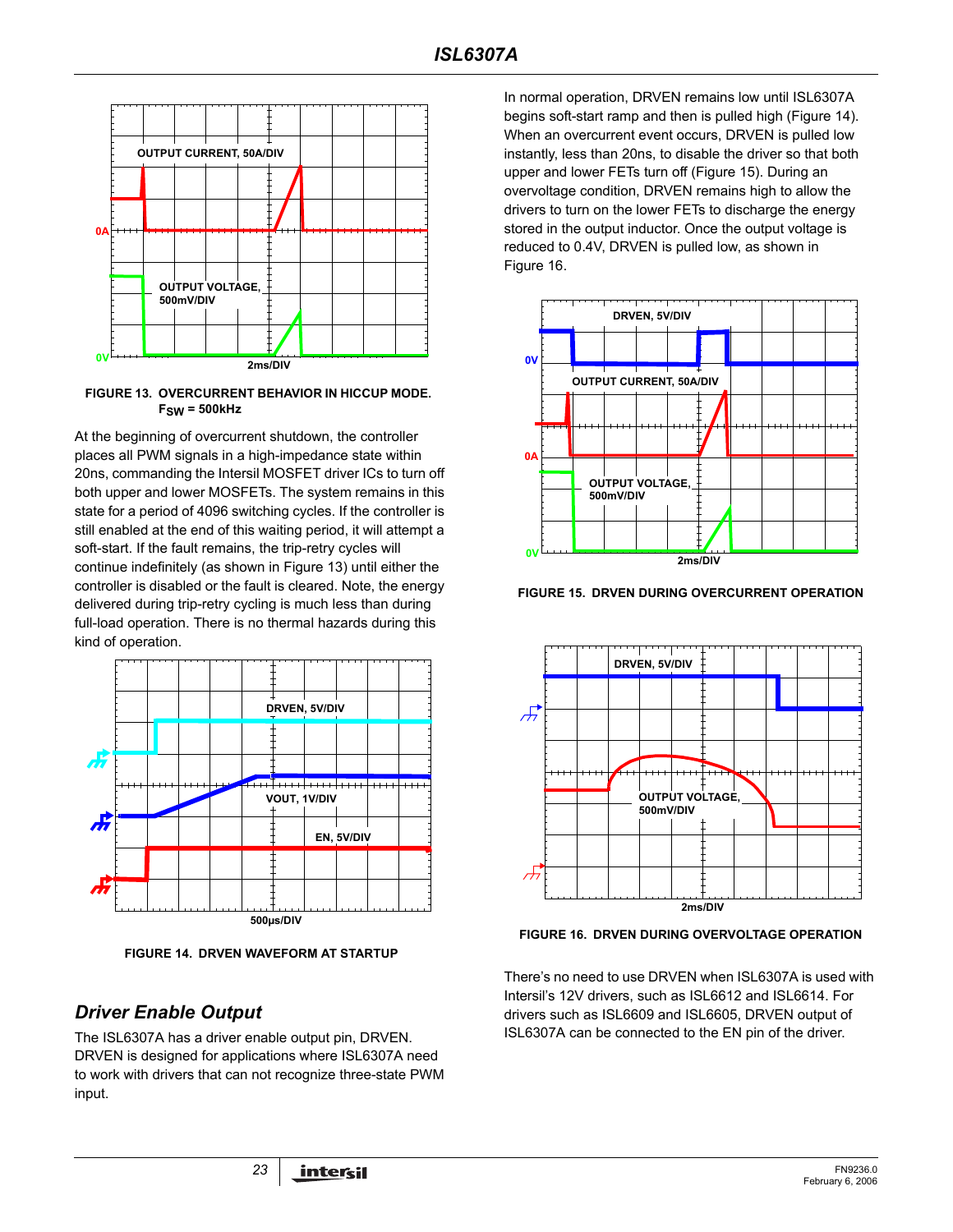FIGURE 13. OVERCURRENT BEHAVIOR IN HICCUP MODE. $F_{SW}$ = 500kHz

At the beginning of overcurrent shutdown, the controller places all PWM signals in a high-impedance state within 20ns, commanding the Intersil MOSFET driver ICs to turn off both upper and lower MOSFETs. The system remains in this state for a period of 4096 switching cycles. If the controller is still enabled at the end of this waiting period, it will attempt a soft-start. If the fault remains, the trip-retry cycles will continue indefinitely (as shown in Figure 13) until either the controller is disabled or the fault is cleared. Note, the energy delivered during trip-retry cycling is much less than during full-load operation. There is no thermal hazards during this kind of operation.

FIGURE 14. DRVEN WAVEFORM AT STARTUP

## Driver Enable Output

The ISL6307A has a driver enable output pin, DRVEN. DRVEN is designed for applications where ISL6307A need to work with drivers that can not recognize three-state PWM input.

In normal operation, DRVEN remains low until ISL6307A begins soft-start ramp and then is pulled high (Figure 14). When an overcurrent event occurs, DRVEN is pulled low instantly, less than 20ns, to disable the driver so that both upper and lower FETs turn off (Figure 15). During an overvoltage condition, DRVEN remains high to allow the drivers to turn on the lower FETs to discharge the energy stored in the output inductor. Once the output voltage is reduced to 0.4V, DRVEN is pulled low, as shown in Figure 16.

FIGURE 15. DRVEN DURING OVERCURRENT OPERATION

FIGURE 16. DRVEN DURING OVERVOLTAGE OPERATION

There's no need to use DRVEN when ISL6307A is used with Intersil's 12V drivers, such as ISL6612 and ISL6614. For drivers such as ISL6609 and ISL6605, DRVEN output of ISL6307A can be connected to the EN pin of the driver.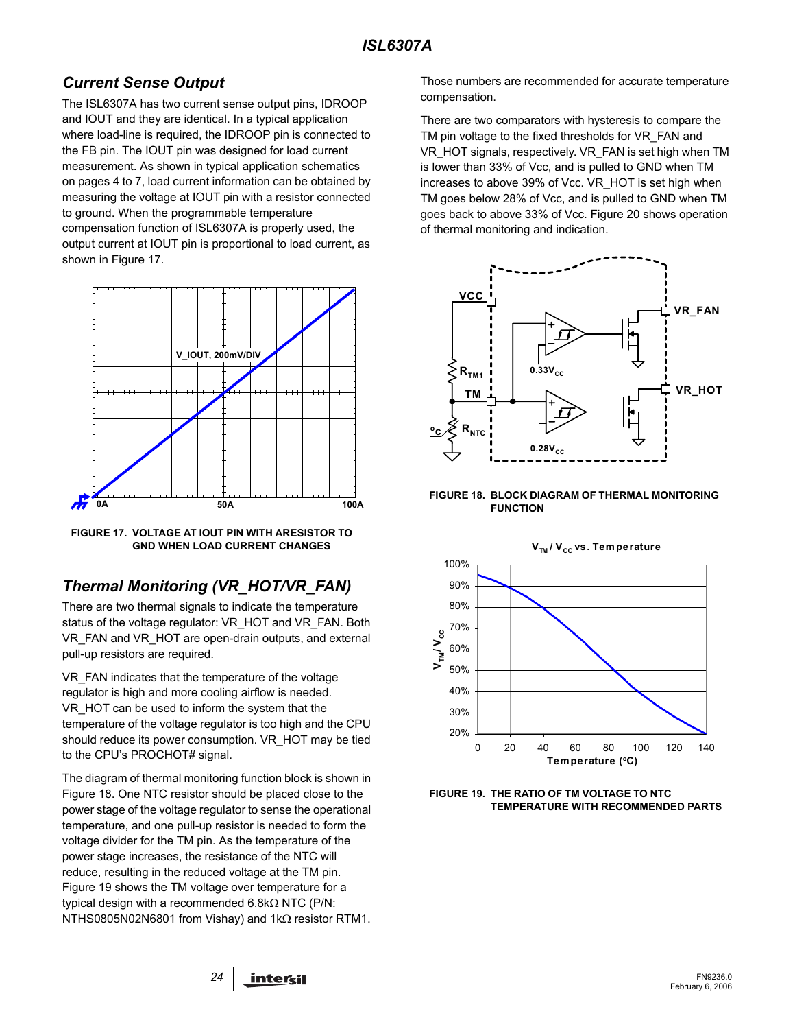## Current Sense Output

The ISL6307A has two current sense output pins, IDROOP and IOUT and they are identical. In a typical application where load-line is required, the IDROOP pin is connected to the FB pin. The IOUT pin was designed for load current measurement. As shown in typical application schematics on pages 4 to 7, load current information can be obtained by measuring the voltage at IOUT pin with a resistor connected to ground. When the programmable temperature compensation function of ISL6307A is properly used, the output current at IOUT pin is proportional to load current, as shown in Figure 17.

FIGURE 17. VOLTAGE AT IOUT PIN WITH ARESISTOR TO GND WHEN LOAD CURRENT CHANGES

## Thermal Monitoring (VR_HOT/VR_FAN)

There are two thermal signals to indicate the temperature status of the voltage regulator: VR_HOT and VR_FAN. Both VR_FAN and VR_HOT are open-drain outputs, and external pull-up resistors are required.

VR_FAN indicates that the temperature of the voltage regulator is high and more cooling airflow is needed. VR_HOT can be used to inform the system that the temperature of the voltage regulator is too high and the CPU should reduce its power consumption. VR_HOT may be tied to the CPU's PROCHOT# signal.

The diagram of thermal monitoring function block is shown in Figure 18. One NTC resistor should be placed close to the power stage of the voltage regulator to sense the operational temperature, and one pull-up resistor is needed to form the voltage divider for the TM pin. As the temperature of the power stage increases, the resistance of the NTC will reduce, resulting in the reduced voltage at the TM pin. Figure 19 shows the TM voltage over temperature for a typical design with a recommended 6.8kΩ NTC (P/N: NTHS0805N02N6801 from Vishay) and 1kΩ resistor RTM1. Those numbers are recommended for accurate temperature compensation.

There are two comparators with hysteresis to compare the TM pin voltage to the fixed thresholds for VR_FAN and VR_HOT signals, respectively. VR_FAN is set high when TM is lower than 33% of Vcc, and is pulled to GND when TM increases to above 39% of Vcc. VR_HOT is set high when TM goes below 28% of Vcc, and is pulled to GND when TM goes back to above 33% of Vcc. Figure 20 shows operation of thermal monitoring and indication.

FIGURE 18. BLOCK DIAGRAM OF THERMAL MONITORING FUNCTION

FIGURE 19. THE RATIO OF TM VOLTAGE TO NTC TEMPERATURE WITH RECOMMENDED PARTS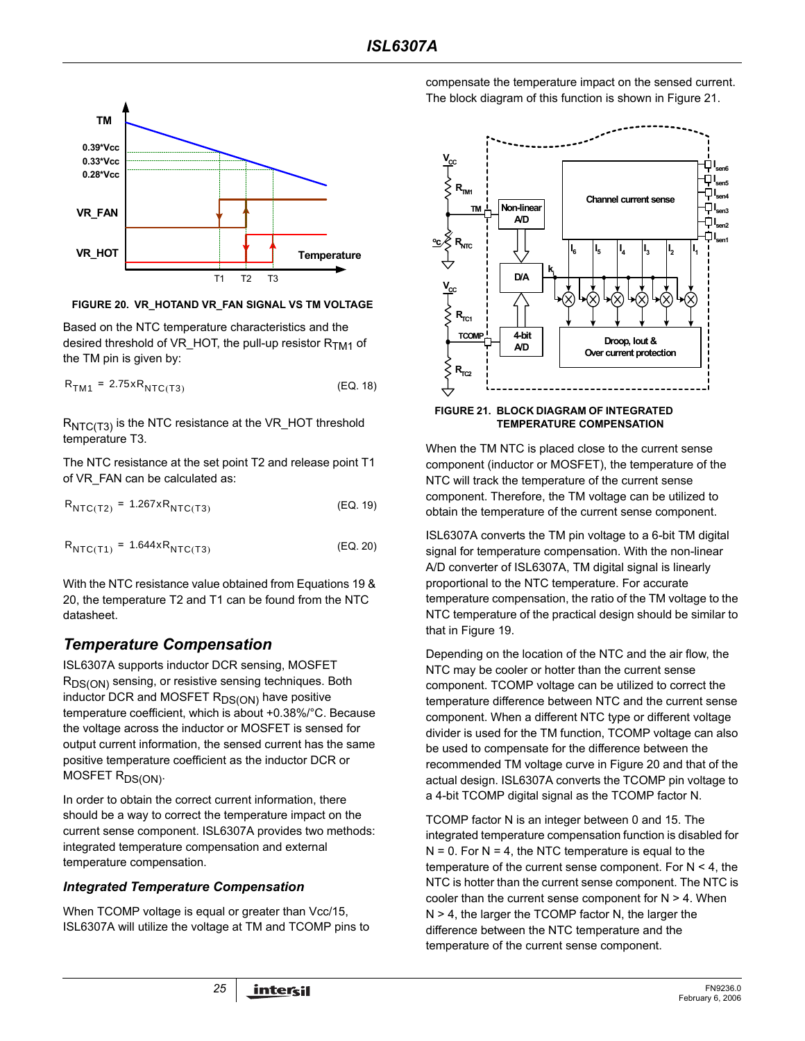FIGURE 20. VR_HOTAND VR_FAN SIGNAL VS TM VOLTAGE

Based on the NTC temperature characteristics and the desired threshold of VR_HOT, the pull-up resistor $R_{TM1}$ of the TM pin is given by:

$$R_{TM1} = 2.75xR_{NTC(T3)} \quad \text{(EQ. 18)}$$

$R_{NTC(T3)}$ is the NTC resistance at the VR_HOT threshold temperature T3.

The NTC resistance at the set point T2 and release point T1 of VR_FAN can be calculated as:

$$R_{NTC(T2)} = 1.267xR_{NTC(T3)} \quad \text{(EQ. 19)}$$

$$R_{NTC(T1)} = 1.644xR_{NTC(T3)} \quad \text{(EQ. 20)}$$

With the NTC resistance value obtained from Equations 19 & 20, the temperature T2 and T1 can be found from the NTC datasheet.

## *Temperature Compensation*

ISL6307A supports inductor DCR sensing, MOSFET $R_{DS(ON)}$ sensing, or resistive sensing techniques. Both inductor DCR and MOSFET $R_{DS(ON)}$ have positive temperature coefficient, which is about +0.38%/°C. Because the voltage across the inductor or MOSFET is sensed for output current information, the sensed current has the same positive temperature coefficient as the inductor DCR or MOSFET $R_{DS(ON)}$.

In order to obtain the correct current information, there should be a way to correct the temperature impact on the current sense component. ISL6307A provides two methods: integrated temperature compensation and external temperature compensation.

### *Integrated Temperature Compensation*

When TCOMP voltage is equal or greater than Vcc/15, ISL6307A will utilize the voltage at TM and TCOMP pins to compensate the temperature impact on the sensed current. The block diagram of this function is shown in Figure 21.

FIGURE 21. BLOCK DIAGRAM OF INTEGRATED TEMPERATURE COMPENSATION

When the TM NTC is placed close to the current sense component (inductor or MOSFET), the temperature of the NTC will track the temperature of the current sense component. Therefore, the TM voltage can be utilized to obtain the temperature of the current sense component.

ISL6307A converts the TM pin voltage to a 6-bit TM digital signal for temperature compensation. With the non-linear A/D converter of ISL6307A, TM digital signal is linearly proportional to the NTC temperature. For accurate temperature compensation, the ratio of the TM voltage to the NTC temperature of the practical design should be similar to that in Figure 19.

Depending on the location of the NTC and the air flow, the NTC may be cooler or hotter than the current sense component. TCOMP voltage can be utilized to correct the temperature difference between NTC and the current sense component. When a different NTC type or different voltage divider is used for the TM function, TCOMP voltage can also be used to compensate for the difference between the recommended TM voltage curve in Figure 20 and that of the actual design. ISL6307A converts the TCOMP pin voltage to a 4-bit TCOMP digital signal as the TCOMP factor N.

TCOMP factor N is an integer between 0 and 15. The integrated temperature compensation function is disabled for N = 0. For N = 4, the NTC temperature is equal to the temperature of the current sense component. For N < 4, the NTC is hotter than the current sense component. The NTC is cooler than the current sense component for N > 4. When N > 4, the larger the TCOMP factor N, the larger the difference between the NTC temperature and the temperature of the current sense component.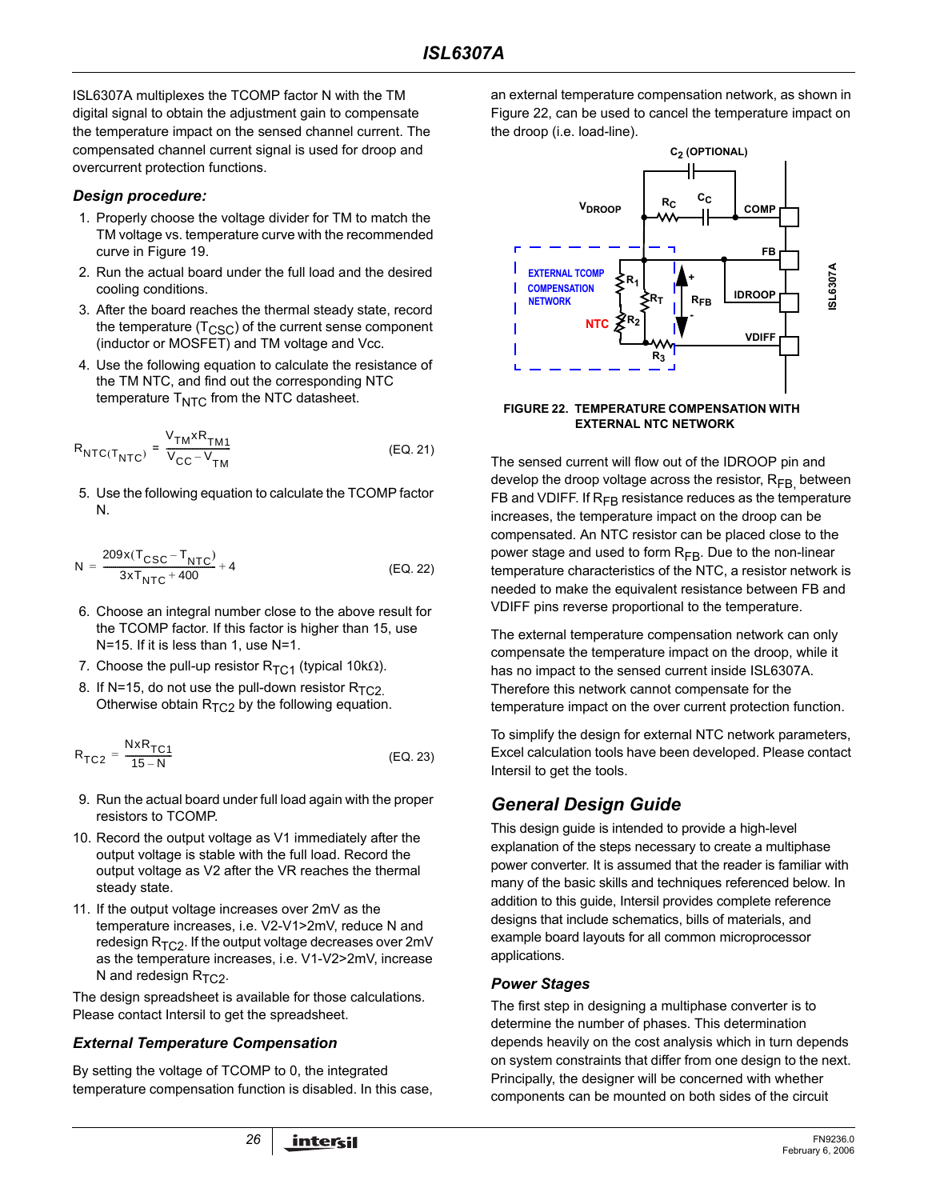ISL6307A multiplexes the TCOMP factor N with the TM digital signal to obtain the adjustment gain to compensate the temperature impact on the sensed channel current. The compensated channel current signal is used for droop and overcurrent protection functions.

### *Design procedure:*

1. Properly choose the voltage divider for TM to match the TM voltage vs. temperature curve with the recommended curve in Figure 19.
2. Run the actual board under the full load and the desired cooling conditions.
3. After the board reaches the thermal steady state, record the temperature ($T_{CSC}$) of the current sense component (inductor or MOSFET) and TM voltage and Vcc.
4. Use the following equation to calculate the resistance of the TM NTC, and find out the corresponding NTC temperature $T_{NTC}$ from the NTC datasheet.

$$R_{NTC(T_{NTC})} = \frac{V_{TM} x R_{TM1}}{V_{CC} - V_{TM}} \qquad \text{(EQ. 21)}$$

5. Use the following equation to calculate the TCOMP factor N.

$$N = \frac{209x(T_{CSC} - T_{NTC})}{3xT_{NTC} + 400} + 4 \qquad \text{(EQ. 22)}$$

6. Choose an integral number close to the above result for the TCOMP factor. If this factor is higher than 15, use N=15. If it is less than 1, use N=1.
7. Choose the pull-up resistor $R_{TC1}$ (typical 10kΩ).
8. If N=15, do not use the pull-down resistor $R_{TC2}$. Otherwise obtain $R_{TC2}$ by the following equation.

$$R_{TC2} = \frac{NxR_{TC1}}{15 - N} \qquad \text{(EQ. 23)}$$

9. Run the actual board under full load again with the proper resistors to TCOMP.
10. Record the output voltage as V1 immediately after the output voltage is stable with the full load. Record the output voltage as V2 after the VR reaches the thermal steady state.
11. If the output voltage increases over 2mV as the temperature increases, i.e. V2-V1>2mV, reduce N and redesign $R_{TC2}$. If the output voltage decreases over 2mV as the temperature increases, i.e. V1-V2>2mV, increase N and redesign $R_{TC2}$.

The design spreadsheet is available for those calculations. Please contact Intersil to get the spreadsheet.

### *External Temperature Compensation*

By setting the voltage of TCOMP to 0, the integrated temperature compensation function is disabled. In this case, an external temperature compensation network, as shown in Figure 22, can be used to cancel the temperature impact on the droop (i.e. load-line).

FIGURE 22. TEMPERATURE COMPENSATION WITH EXTERNAL NTC NETWORK

The sensed current will flow out of the IDROOP pin and develop the droop voltage across the resistor, $R_{FB}$, between FB and VDIFF. If $R_{FB}$ resistance reduces as the temperature increases, the temperature impact on the droop can be compensated. An NTC resistor can be placed close to the power stage and used to form $R_{FB}$. Due to the non-linear temperature characteristics of the NTC, a resistor network is needed to make the equivalent resistance between FB and VDIFF pins reverse proportional to the temperature.

The external temperature compensation network can only compensate the temperature impact on the droop, while it has no impact to the sensed current inside ISL6307A. Therefore this network cannot compensate for the temperature impact on the over current protection function.

To simplify the design for external NTC network parameters, Excel calculation tools have been developed. Please contact Intersil to get the tools.

## *General Design Guide*

This design guide is intended to provide a high-level explanation of the steps necessary to create a multiphase power converter. It is assumed that the reader is familiar with many of the basic skills and techniques referenced below. In addition to this guide, Intersil provides complete reference designs that include schematics, bills of materials, and example board layouts for all common microprocessor applications.

### *Power Stages*

The first step in designing a multiphase converter is to determine the number of phases. This determination depends heavily on the cost analysis which in turn depends on system constraints that differ from one design to the next. Principally, the designer will be concerned with whether components can be mounted on both sides of the circuit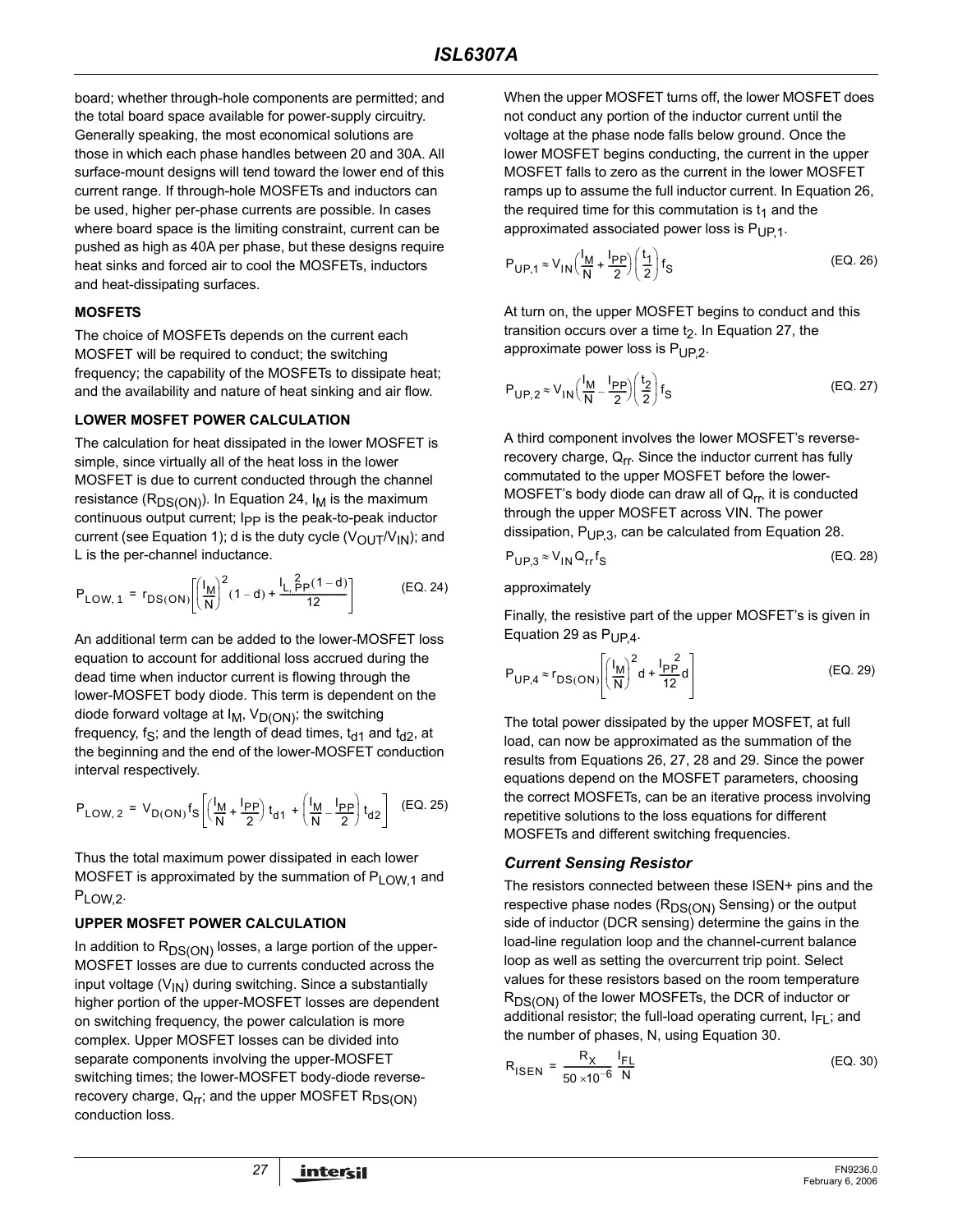board; whether through-hole components are permitted; and the total board space available for power-supply circuitry. Generally speaking, the most economical solutions are those in which each phase handles between 20 and 30A. All surface-mount designs will tend toward the lower end of this current range. If through-hole MOSFETs and inductors can be used, higher per-phase currents are possible. In cases where board space is the limiting constraint, current can be pushed as high as 40A per phase, but these designs require heat sinks and forced air to cool the MOSFETs, inductors and heat-dissipating surfaces.

### MOSFETS

The choice of MOSFETs depends on the current each MOSFET will be required to conduct; the switching frequency; the capability of the MOSFETs to dissipate heat; and the availability and nature of heat sinking and air flow.

### LOWER MOSFET POWER CALCULATION

The calculation for heat dissipated in the lower MOSFET is simple, since virtually all of the heat loss in the lower MOSFET is due to current conducted through the channel resistance ($R_{DS(ON)}$). In Equation 24, $I_M$ is the maximum continuous output current; $I_{PP}$ is the peak-to-peak inductor current (see Equation 1); d is the duty cycle ($V_{OUT}/V_{IN}$); and L is the per-channel inductance.

$$P_{LOW,1} = r_{DS(ON)}\left[\left(\frac{I_M}{N}\right)^2(1-d) + \frac{I_{L,PP}^{\,2}(1-d)}{12}\right] \quad \text{(EQ. 24)}$$

An additional term can be added to the lower-MOSFET loss equation to account for additional loss accrued during the dead time when inductor current is flowing through the lower-MOSFET body diode. This term is dependent on the diode forward voltage at $I_M$, $V_{D(ON)}$; the switching frequency, $f_S$; and the length of dead times, $t_{d1}$ and $t_{d2}$, at the beginning and the end of the lower-MOSFET conduction interval respectively.

$$P_{LOW,2} = V_{D(ON)}f_S\left[\left(\frac{I_M}{N}+\frac{I_{PP}}{2}\right)t_{d1} + \left(\frac{I_M}{N}-\frac{I_{PP}}{2}\right)t_{d2}\right] \quad \text{(EQ. 25)}$$

Thus the total maximum power dissipated in each lower MOSFET is approximated by the summation of $P_{LOW,1}$ and $P_{LOW,2}$.

### UPPER MOSFET POWER CALCULATION

In addition to $R_{DS(ON)}$ losses, a large portion of the upper-MOSFET losses are due to currents conducted across the input voltage ($V_{IN}$) during switching. Since a substantially higher portion of the upper-MOSFET losses are dependent on switching frequency, the power calculation is more complex. Upper MOSFET losses can be divided into separate components involving the upper-MOSFET switching times; the lower-MOSFET body-diode reverse-recovery charge, $Q_{rr}$; and the upper MOSFET $R_{DS(ON)}$ conduction loss.

When the upper MOSFET turns off, the lower MOSFET does not conduct any portion of the inductor current until the voltage at the phase node falls below ground. Once the lower MOSFET begins conducting, the current in the upper MOSFET falls to zero as the current in the lower MOSFET ramps up to assume the full inductor current. In Equation 26, the required time for this commutation is $t_1$ and the approximated associated power loss is $P_{UP,1}$.

$$P_{UP,1} \approx V_{IN}\left(\frac{I_M}{N}+\frac{I_{PP}}{2}\right)\left(\frac{t_1}{2}\right)f_S \quad \text{(EQ. 26)}$$

At turn on, the upper MOSFET begins to conduct and this transition occurs over a time $t_2$. In Equation 27, the approximate power loss is $P_{UP,2}$.

$$P_{UP,2} \approx V_{IN}\left(\frac{I_M}{N}-\frac{I_{PP}}{2}\right)\left(\frac{t_2}{2}\right)f_S \quad \text{(EQ. 27)}$$

A third component involves the lower MOSFET's reverse-recovery charge, $Q_{rr}$. Since the inductor current has fully commutated to the upper MOSFET before the lower-MOSFET's body diode can draw all of $Q_{rr}$, it is conducted through the upper MOSFET across VIN. The power dissipation, $P_{UP,3}$, can be calculated from Equation 28.

$$P_{UP,3} \approx V_{IN}Q_{rr}f_S \quad \text{(EQ. 28)}$$

approximately

Finally, the resistive part of the upper MOSFET's is given in Equation 29 as $P_{UP,4}$.

$$P_{UP,4} \approx r_{DS(ON)}\left[\left(\frac{I_M}{N}\right)^2 d + \frac{I_{PP}^{\,2}}{12}d\right] \quad \text{(EQ. 29)}$$

The total power dissipated by the upper MOSFET, at full load, can now be approximated as the summation of the results from Equations 26, 27, 28 and 29. Since the power equations depend on the MOSFET parameters, choosing the correct MOSFETs, can be an iterative process involving repetitive solutions to the loss equations for different MOSFETs and different switching frequencies.

### *Current Sensing Resistor*

The resistors connected between these ISEN+ pins and the respective phase nodes ($R_{DS(ON)}$ Sensing) or the output side of inductor (DCR sensing) determine the gains in the load-line regulation loop and the channel-current balance loop as well as setting the overcurrent trip point. Select values for these resistors based on the room temperature $R_{DS(ON)}$ of the lower MOSFETs, the DCR of inductor or additional resistor; the full-load operating current, $I_{FL}$; and the number of phases, N, using Equation 30.

$$R_{ISEN} = \frac{R_X}{50 \times 10^{-6}}\frac{I_{FL}}{N} \quad \text{(EQ. 30)}$$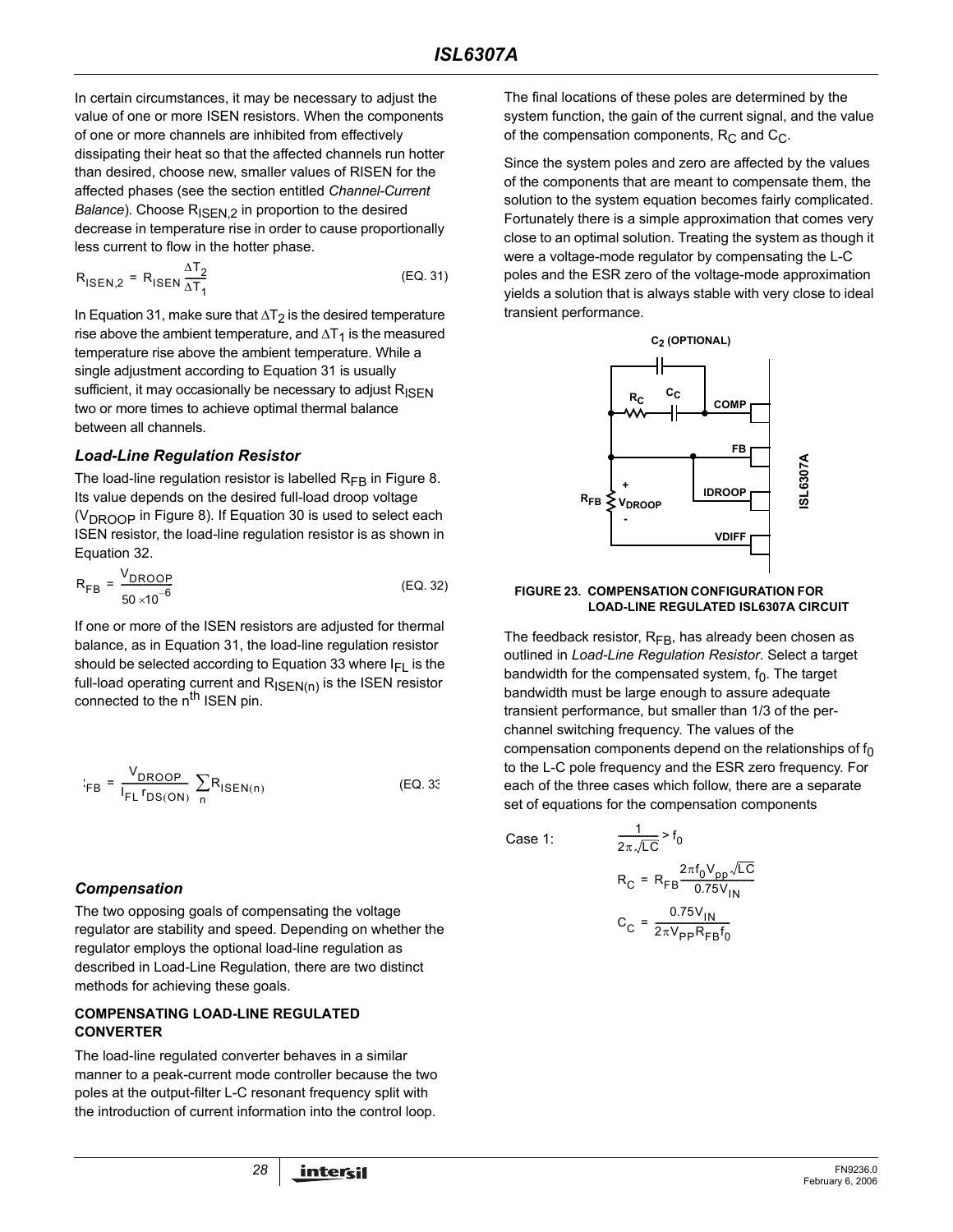In certain circumstances, it may be necessary to adjust the value of one or more ISEN resistors. When the components of one or more channels are inhibited from effectively dissipating their heat so that the affected channels run hotter than desired, choose new, smaller values of RISEN for the affected phases (see the section entitled *Channel-Current Balance*). Choose $R_{ISEN,2}$ in proportion to the desired decrease in temperature rise in order to cause proportionally less current to flow in the hotter phase.

$$R_{ISEN,2} = R_{ISEN} \frac{\Delta T_2}{\Delta T_1} \quad \text{(EQ. 31)}$$

In Equation 31, make sure that $\Delta T_2$ is the desired temperature rise above the ambient temperature, and $\Delta T_1$ is the measured temperature rise above the ambient temperature. While a single adjustment according to Equation 31 is usually sufficient, it may occasionally be necessary to adjust $R_{ISEN}$ two or more times to achieve optimal thermal balance between all channels.

### *Load-Line Regulation Resistor*

The load-line regulation resistor is labelled $R_{FB}$ in Figure 8. Its value depends on the desired full-load droop voltage ($V_{DROOP}$ in Figure 8). If Equation 30 is used to select each ISEN resistor, the load-line regulation resistor is as shown in Equation 32.

$$R_{FB} = \frac{V_{DROOP}}{50 \times 10^{-6}} \quad \text{(EQ. 32)}$$

If one or more of the ISEN resistors are adjusted for thermal balance, as in Equation 31, the load-line regulation resistor should be selected according to Equation 33 where $I_{FL}$ is the full-load operating current and $R_{ISEN(n)}$ is the ISEN resistor connected to the $n^{th}$ ISEN pin.

$$R_{FB} = \frac{V_{DROOP}}{I_{FL} \, r_{DS(ON)}} \sum_n R_{ISEN(n)} \quad \text{(EQ. 33)}$$

### *Compensation*

The two opposing goals of compensating the voltage regulator are stability and speed. Depending on whether the regulator employs the optional load-line regulation as described in Load-Line Regulation, there are two distinct methods for achieving these goals.

#### COMPENSATING LOAD-LINE REGULATED CONVERTER

The load-line regulated converter behaves in a similar manner to a peak-current mode controller because the two poles at the output-filter L-C resonant frequency split with the introduction of current information into the control loop. The final locations of these poles are determined by the system function, the gain of the current signal, and the value of the compensation components, $R_C$ and $C_C$.

Since the system poles and zero are affected by the values of the components that are meant to compensate them, the solution to the system equation becomes fairly complicated. Fortunately there is a simple approximation that comes very close to an optimal solution. Treating the system as though it were a voltage-mode regulator by compensating the L-C poles and the ESR zero of the voltage-mode approximation yields a solution that is always stable with very close to ideal transient performance.

**FIGURE 23. COMPENSATION CONFIGURATION FOR LOAD-LINE REGULATED ISL6307A CIRCUIT**

The feedback resistor, $R_{FB}$, has already been chosen as outlined in *Load-Line Regulation Resistor*. Select a target bandwidth for the compensated system, $f_0$. The target bandwidth must be large enough to assure adequate transient performance, but smaller than 1/3 of the per-channel switching frequency. The values of the compensation components depend on the relationships of $f_0$ to the L-C pole frequency and the ESR zero frequency. For each of the three cases which follow, there are a separate set of equations for the compensation components

Case 1: $\dfrac{1}{2\pi\sqrt{LC}} > f_0$

$$R_C = R_{FB} \frac{2\pi f_0 V_{pp} \sqrt{LC}}{0.75 V_{IN}}$$

$$C_C = \frac{0.75 V_{IN}}{2\pi V_{PP} R_{FB} f_0}$$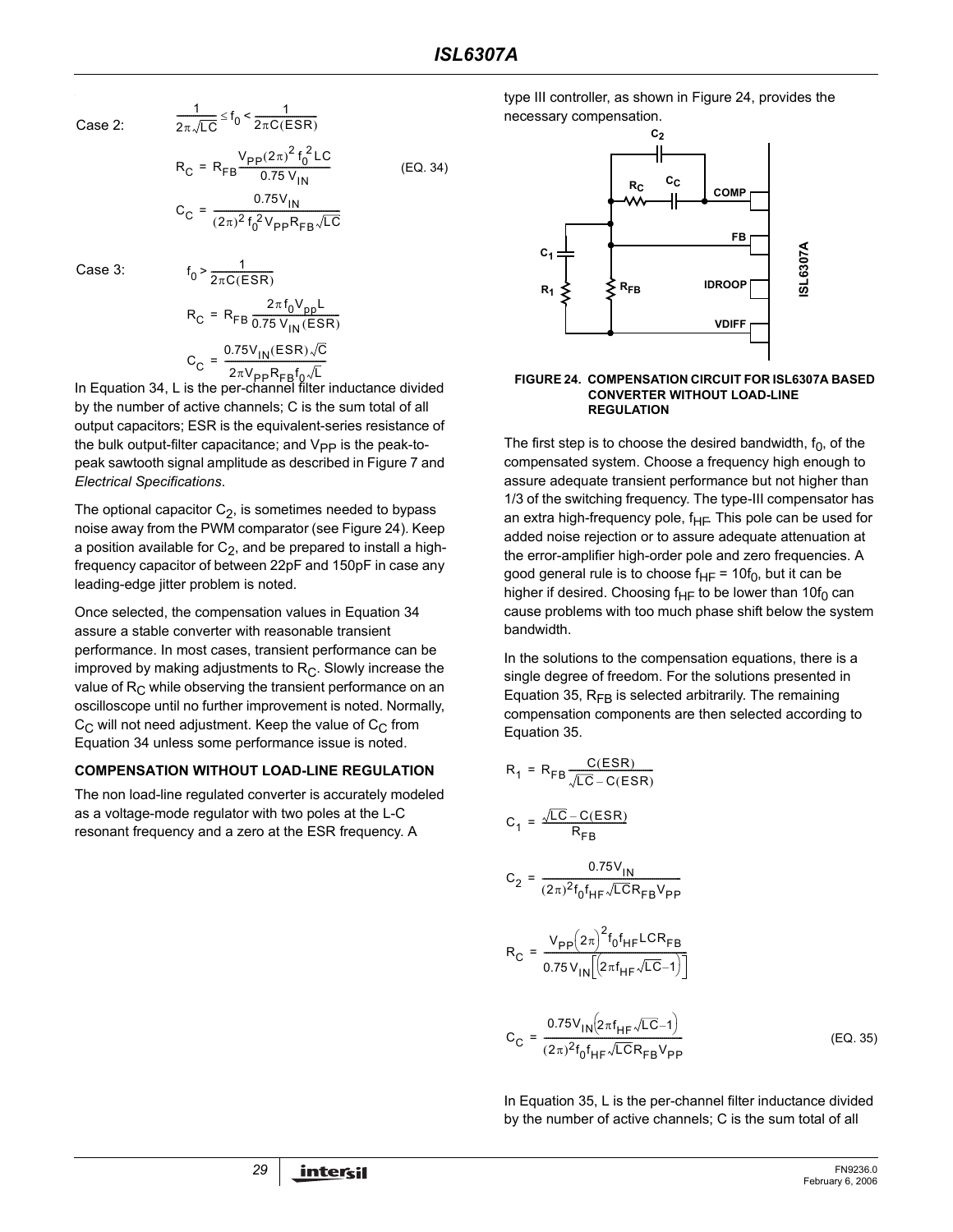Case 2: $$\frac{1}{2\pi\sqrt{LC}} \le f_0 < \frac{1}{2\pi C(ESR)}$$

$$R_C = R_{FB}\frac{V_{PP}(2\pi)^2 f_0^2 LC}{0.75\ V_{IN}}$$

$$C_C = \frac{0.75V_{IN}}{(2\pi)^2 f_0^2 V_{PP} R_{FB}\sqrt{LC}} \qquad \text{(EQ. 34)}$$

Case 3: $$f_0 > \frac{1}{2\pi C(ESR)}$$

$$R_C = R_{FB}\frac{2\pi f_0 V_{pp} L}{0.75\ V_{IN}(ESR)}$$

$$C_C = \frac{0.75V_{IN}(ESR)\sqrt{C}}{2\pi V_{PP} R_{FB} f_0\sqrt{L}}$$

In Equation 34, L is the per-channel filter inductance divided by the number of active channels; C is the sum total of all output capacitors; ESR is the equivalent-series resistance of the bulk output-filter capacitance; and $V_{PP}$ is the peak-to-peak sawtooth signal amplitude as described in Figure 7 and *Electrical Specifications*.

The optional capacitor $C_2$, is sometimes needed to bypass noise away from the PWM comparator (see Figure 24). Keep a position available for $C_2$, and be prepared to install a high-frequency capacitor of between 22pF and 150pF in case any leading-edge jitter problem is noted.

Once selected, the compensation values in Equation 34 assure a stable converter with reasonable transient performance. In most cases, transient performance can be improved by making adjustments to $R_C$. Slowly increase the value of $R_C$ while observing the transient performance on an oscilloscope until no further improvement is noted. Normally, $C_C$ will not need adjustment. Keep the value of $C_C$ from Equation 34 unless some performance issue is noted.

### COMPENSATION WITHOUT LOAD-LINE REGULATION

The non load-line regulated converter is accurately modeled as a voltage-mode regulator with two poles at the L-C resonant frequency and a zero at the ESR frequency. A type III controller, as shown in Figure 24, provides the necessary compensation.

**FIGURE 24. COMPENSATION CIRCUIT FOR ISL6307A BASED CONVERTER WITHOUT LOAD-LINE REGULATION**

The first step is to choose the desired bandwidth, $f_0$, of the compensated system. Choose a frequency high enough to assure adequate transient performance but not higher than 1/3 of the switching frequency. The type-III compensator has an extra high-frequency pole, $f_{HF}$. This pole can be used for added noise rejection or to assure adequate attenuation at the error-amplifier high-order pole and zero frequencies. A good general rule is to choose $f_{HF}$ = 10$f_0$, but it can be higher if desired. Choosing $f_{HF}$ to be lower than 10$f_0$ can cause problems with too much phase shift below the system bandwidth.

In the solutions to the compensation equations, there is a single degree of freedom. For the solutions presented in Equation 35, $R_{FB}$ is selected arbitrarily. The remaining compensation components are then selected according to Equation 35.

$$R_1 = R_{FB}\frac{C(ESR)}{\sqrt{LC} - C(ESR)}$$

$$C_1 = \frac{\sqrt{LC} - C(ESR)}{R_{FB}}$$

$$C_2 = \frac{0.75V_{IN}}{(2\pi)^2 f_0 f_{HF}\sqrt{LC} R_{FB} V_{PP}}$$

$$R_C = \frac{V_{PP}(2\pi)^2 f_0 f_{HF} LC R_{FB}}{0.75\,V_{IN}\left[\left(2\pi f_{HF}\sqrt{LC} - 1\right)\right]}$$

$$C_C = \frac{0.75V_{IN}\left(2\pi f_{HF}\sqrt{LC} - 1\right)}{(2\pi)^2 f_0 f_{HF}\sqrt{LC} R_{FB} V_{PP}} \qquad \text{(EQ. 35)}$$

In Equation 35, L is the per-channel filter inductance divided by the number of active channels; C is the sum total of all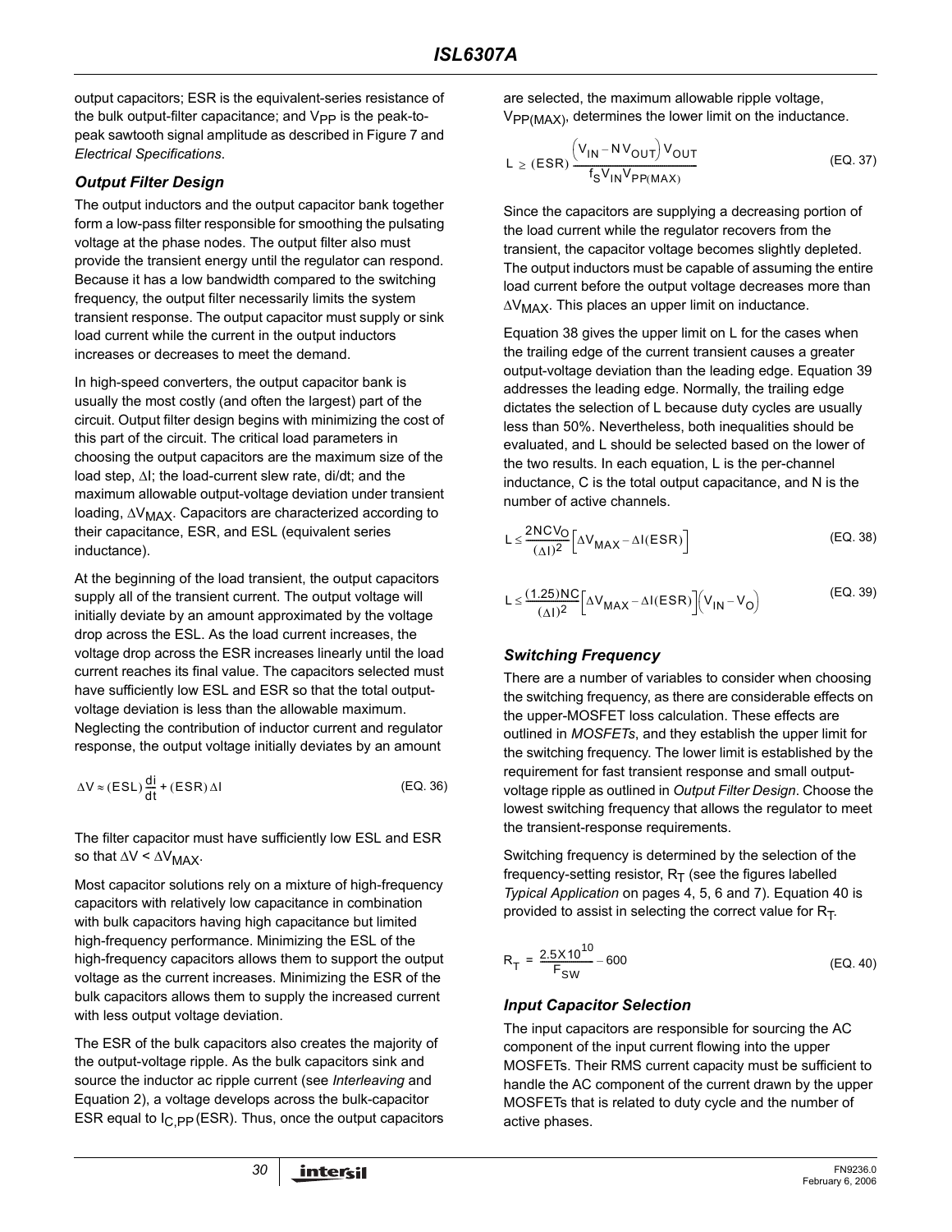output capacitors; ESR is the equivalent-series resistance of the bulk output-filter capacitance; and $V_{PP}$ is the peak-to-peak sawtooth signal amplitude as described in Figure 7 and *Electrical Specifications*.

### *Output Filter Design*

The output inductors and the output capacitor bank together form a low-pass filter responsible for smoothing the pulsating voltage at the phase nodes. The output filter also must provide the transient energy until the regulator can respond. Because it has a low bandwidth compared to the switching frequency, the output filter necessarily limits the system transient response. The output capacitor must supply or sink load current while the current in the output inductors increases or decreases to meet the demand.

In high-speed converters, the output capacitor bank is usually the most costly (and often the largest) part of the circuit. Output filter design begins with minimizing the cost of this part of the circuit. The critical load parameters in choosing the output capacitors are the maximum size of the load step, $\Delta I$; the load-current slew rate, di/dt; and the maximum allowable output-voltage deviation under transient loading, $\Delta V_{MAX}$. Capacitors are characterized according to their capacitance, ESR, and ESL (equivalent series inductance).

At the beginning of the load transient, the output capacitors supply all of the transient current. The output voltage will initially deviate by an amount approximated by the voltage drop across the ESL. As the load current increases, the voltage drop across the ESR increases linearly until the load current reaches its final value. The capacitors selected must have sufficiently low ESL and ESR so that the total output-voltage deviation is less than the allowable maximum. Neglecting the contribution of inductor current and regulator response, the output voltage initially deviates by an amount

$$\Delta V \approx (ESL)\frac{di}{dt} + (ESR)\Delta I \qquad \text{(EQ. 36)}$$

The filter capacitor must have sufficiently low ESL and ESR so that $\Delta V < \Delta V_{MAX}$.

Most capacitor solutions rely on a mixture of high-frequency capacitors with relatively low capacitance in combination with bulk capacitors having high capacitance but limited high-frequency performance. Minimizing the ESL of the high-frequency capacitors allows them to support the output voltage as the current increases. Minimizing the ESR of the bulk capacitors allows them to supply the increased current with less output voltage deviation.

The ESR of the bulk capacitors also creates the majority of the output-voltage ripple. As the bulk capacitors sink and source the inductor ac ripple current (see *Interleaving* and Equation 2), a voltage develops across the bulk-capacitor ESR equal to $I_{C,PP}$(ESR). Thus, once the output capacitors are selected, the maximum allowable ripple voltage, $V_{PP(MAX)}$, determines the lower limit on the inductance.

$$L \geq (ESR)\frac{\left(V_{IN} - N V_{OUT}\right) V_{OUT}}{f_S V_{IN} V_{PP(MAX)}} \qquad \text{(EQ. 37)}$$

Since the capacitors are supplying a decreasing portion of the load current while the regulator recovers from the transient, the capacitor voltage becomes slightly depleted. The output inductors must be capable of assuming the entire load current before the output voltage decreases more than $\Delta V_{MAX}$. This places an upper limit on inductance.

Equation 38 gives the upper limit on L for the cases when the trailing edge of the current transient causes a greater output-voltage deviation than the leading edge. Equation 39 addresses the leading edge. Normally, the trailing edge dictates the selection of L because duty cycles are usually less than 50%. Nevertheless, both inequalities should be evaluated, and L should be selected based on the lower of the two results. In each equation, L is the per-channel inductance, C is the total output capacitance, and N is the number of active channels.

$$L \leq \frac{2NCV_O}{(\Delta I)^2}\left[\Delta V_{MAX} - \Delta I(ESR)\right] \qquad \text{(EQ. 38)}$$

$$L \leq \frac{(1.25)NC}{(\Delta I)^2}\left[\Delta V_{MAX} - \Delta I(ESR)\right]\left(V_{IN} - V_O\right) \qquad \text{(EQ. 39)}$$

### *Switching Frequency*

There are a number of variables to consider when choosing the switching frequency, as there are considerable effects on the upper-MOSFET loss calculation. These effects are outlined in *MOSFETs*, and they establish the upper limit for the switching frequency. The lower limit is established by the requirement for fast transient response and small output-voltage ripple as outlined in *Output Filter Design*. Choose the lowest switching frequency that allows the regulator to meet the transient-response requirements.

Switching frequency is determined by the selection of the frequency-setting resistor, $R_T$ (see the figures labelled *Typical Application* on pages 4, 5, 6 and 7). Equation 40 is provided to assist in selecting the correct value for $R_T$.

$$R_T = \frac{2.5 \times 10^{10}}{F_{SW}} - 600 \qquad \text{(EQ. 40)}$$

### *Input Capacitor Selection*

The input capacitors are responsible for sourcing the AC component of the input current flowing into the upper MOSFETs. Their RMS current capacity must be sufficient to handle the AC component of the current drawn by the upper MOSFETs that is related to duty cycle and the number of active phases.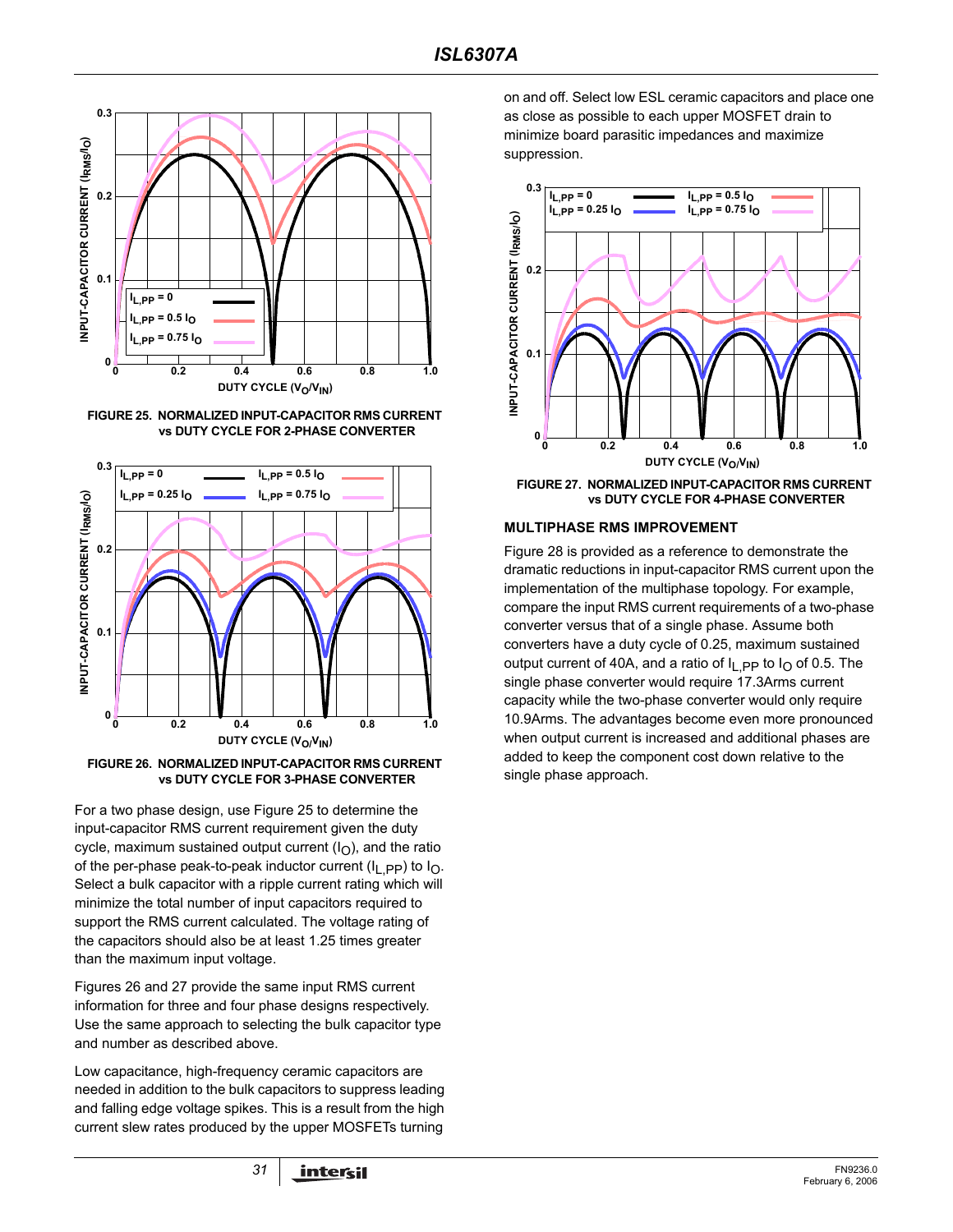FIGURE 25. NORMALIZED INPUT-CAPACITOR RMS CURRENT vs DUTY CYCLE FOR 2-PHASE CONVERTER

FIGURE 26. NORMALIZED INPUT-CAPACITOR RMS CURRENT vs DUTY CYCLE FOR 3-PHASE CONVERTER

For a two phase design, use Figure 25 to determine the input-capacitor RMS current requirement given the duty cycle, maximum sustained output current ($I_O$), and the ratio of the per-phase peak-to-peak inductor current ($I_{L,PP}$) to $I_O$. Select a bulk capacitor with a ripple current rating which will minimize the total number of input capacitors required to support the RMS current calculated. The voltage rating of the capacitors should also be at least 1.25 times greater than the maximum input voltage.

Figures 26 and 27 provide the same input RMS current information for three and four phase designs respectively. Use the same approach to selecting the bulk capacitor type and number as described above.

Low capacitance, high-frequency ceramic capacitors are needed in addition to the bulk capacitors to suppress leading and falling edge voltage spikes. This is a result from the high current slew rates produced by the upper MOSFETs turning on and off. Select low ESL ceramic capacitors and place one as close as possible to each upper MOSFET drain to minimize board parasitic impedances and maximize suppression.

FIGURE 27. NORMALIZED INPUT-CAPACITOR RMS CURRENT vs DUTY CYCLE FOR 4-PHASE CONVERTER

### MULTIPHASE RMS IMPROVEMENT

Figure 28 is provided as a reference to demonstrate the dramatic reductions in input-capacitor RMS current upon the implementation of the multiphase topology. For example, compare the input RMS current requirements of a two-phase converter versus that of a single phase. Assume both converters have a duty cycle of 0.25, maximum sustained output current of 40A, and a ratio of $I_{L,PP}$ to $I_O$ of 0.5. The single phase converter would require 17.3Arms current capacity while the two-phase converter would only require 10.9Arms. The advantages become even more pronounced when output current is increased and additional phases are added to keep the component cost down relative to the single phase approach.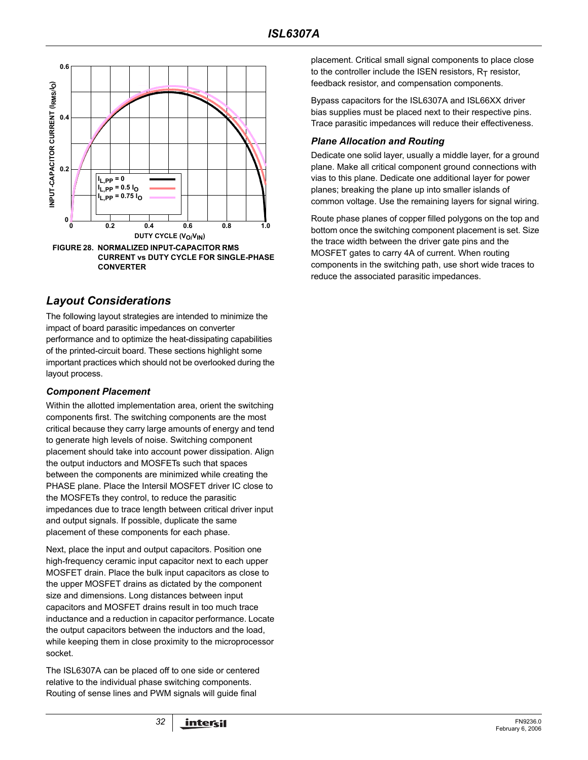FIGURE 28. NORMALIZED INPUT-CAPACITOR RMS CURRENT vs DUTY CYCLE FOR SINGLE-PHASE CONVERTER

## Layout Considerations

The following layout strategies are intended to minimize the impact of board parasitic impedances on converter performance and to optimize the heat-dissipating capabilities of the printed-circuit board. These sections highlight some important practices which should not be overlooked during the layout process.

### Component Placement

Within the allotted implementation area, orient the switching components first. The switching components are the most critical because they carry large amounts of energy and tend to generate high levels of noise. Switching component placement should take into account power dissipation. Align the output inductors and MOSFETs such that spaces between the components are minimized while creating the PHASE plane. Place the Intersil MOSFET driver IC close to the MOSFETs they control, to reduce the parasitic impedances due to trace length between critical driver input and output signals. If possible, duplicate the same placement of these components for each phase.

Next, place the input and output capacitors. Position one high-frequency ceramic input capacitor next to each upper MOSFET drain. Place the bulk input capacitors as close to the upper MOSFET drains as dictated by the component size and dimensions. Long distances between input capacitors and MOSFET drains result in too much trace inductance and a reduction in capacitor performance. Locate the output capacitors between the inductors and the load, while keeping them in close proximity to the microprocessor socket.

The ISL6307A can be placed off to one side or centered relative to the individual phase switching components. Routing of sense lines and PWM signals will guide final placement. Critical small signal components to place close to the controller include the ISEN resistors, $R_T$ resistor, feedback resistor, and compensation components.

Bypass capacitors for the ISL6307A and ISL66XX driver bias supplies must be placed next to their respective pins. Trace parasitic impedances will reduce their effectiveness.

### Plane Allocation and Routing

Dedicate one solid layer, usually a middle layer, for a ground plane. Make all critical component ground connections with vias to this plane. Dedicate one additional layer for power planes; breaking the plane up into smaller islands of common voltage. Use the remaining layers for signal wiring.

Route phase planes of copper filled polygons on the top and bottom once the switching component placement is set. Size the trace width between the driver gate pins and the MOSFET gates to carry 4A of current. When routing components in the switching path, use short wide traces to reduce the associated parasitic impedances.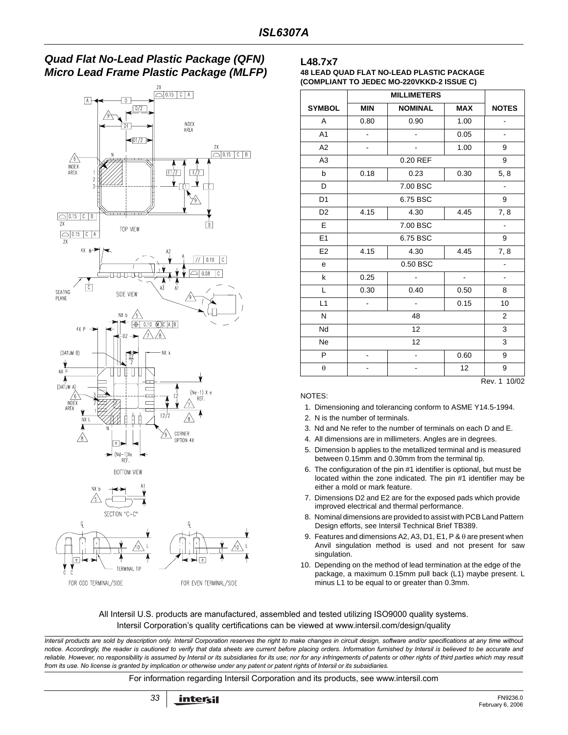## Quad Flat No-Lead Plastic Package (QFN) Micro Lead Frame Plastic Package (MLFP)

TOP VIEW

SIDE VIEW

BOTTOM VIEW

SECTION "C-C"

FOR ODD TERMINAL/SIDE

FOR EVEN TERMINAL/SIDE

### L48.7x7

**48 LEAD QUAD FLAT NO-LEAD PLASTIC PACKAGE (COMPLIANT TO JEDEC MO-220VKKD-2 ISSUE C)**

| SYMBOL | MILLIMETERS MIN | NOMINAL | MAX | NOTES |
|---|---|---|---|---|
| A | 0.80 | 0.90 | 1.00 | - |
| A1 | - | - | 0.05 | - |
| A2 | - | - | 1.00 | 9 |
| A3 | | 0.20 REF | | 9 |
| b | 0.18 | 0.23 | 0.30 | 5, 8 |
| D | | 7.00 BSC | | - |
| D1 | | 6.75 BSC | | 9 |
| D2 | 4.15 | 4.30 | 4.45 | 7, 8 |
| E | | 7.00 BSC | | - |
| E1 | | 6.75 BSC | | 9 |
| E2 | 4.15 | 4.30 | 4.45 | 7, 8 |
| e | | 0.50 BSC | | - |
| k | 0.25 | - | - | - |
| L | 0.30 | 0.40 | 0.50 | 8 |
| L1 | - | - | 0.15 | 10 |
| N | | 48 | | 2 |
| Nd | | 12 | | 3 |
| Ne | | 12 | | 3 |
| P | - | - | 0.60 | 9 |
| θ | - | - | 12 | 9 |

Rev. 1 10/02

NOTES:

1. Dimensioning and tolerancing conform to ASME Y14.5-1994.
2. N is the number of terminals.
3. Nd and Ne refer to the number of terminals on each D and E.
4. All dimensions are in millimeters. Angles are in degrees.
5. Dimension b applies to the metallized terminal and is measured between 0.15mm and 0.30mm from the terminal tip.
6. The configuration of the pin #1 identifier is optional, but must be located within the zone indicated. The pin #1 identifier may be either a mold or mark feature.
7. Dimensions D2 and E2 are for the exposed pads which provide improved electrical and thermal performance.
8. Nominal dimensions are provided to assist with PCB Land Pattern Design efforts, see Intersil Technical Brief TB389.
9. Features and dimensions A2, A3, D1, E1, P & θ are present when Anvil singulation method is used and not present for saw singulation.
10. Depending on the method of lead termination at the edge of the package, a maximum 0.15mm pull back (L1) maybe present. L minus L1 to be equal to or greater than 0.3mm.

All Intersil U.S. products are manufactured, assembled and tested utilizing ISO9000 quality systems.
Intersil Corporation's quality certifications can be viewed at www.intersil.com/design/quality

*Intersil products are sold by description only. Intersil Corporation reserves the right to make changes in circuit design, software and/or specifications at any time without notice. Accordingly, the reader is cautioned to verify that data sheets are current before placing orders. Information furnished by Intersil is believed to be accurate and reliable. However, no responsibility is assumed by Intersil or its subsidiaries for its use; nor for any infringements of patents or other rights of third parties which may result from its use. No license is granted by implication or otherwise under any patent or patent rights of Intersil or its subsidiaries.*

For information regarding Intersil Corporation and its products, see www.intersil.com